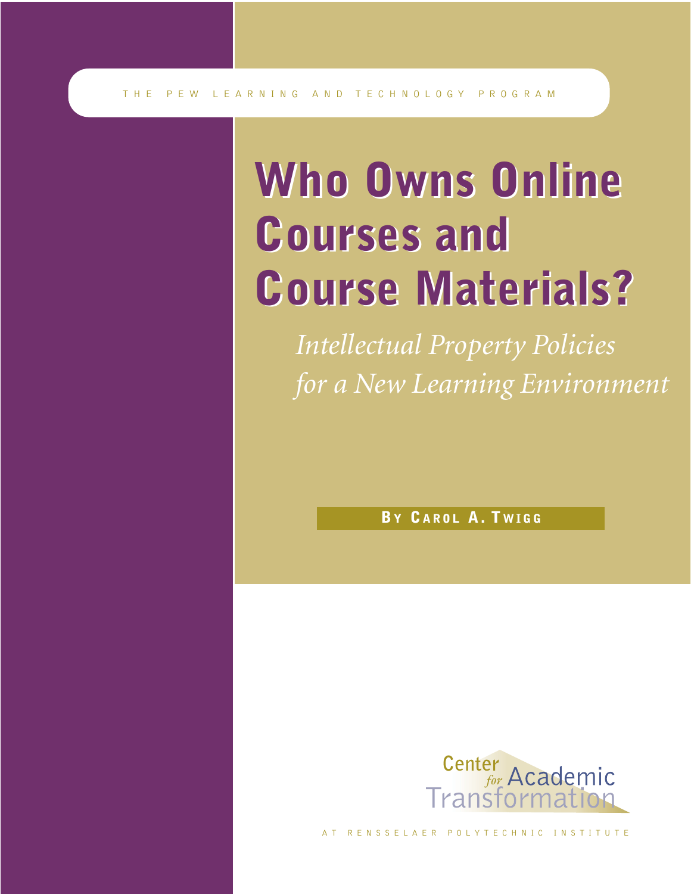THE PEW LEARNING AND TECHNOLOGY PROGRAM

# Who Owns Online Courses and Course Materials?

*Intellectual Property Policies for a New Learning Environment*

**BY CAROL A. TWIGG**

Center for Academic Transformation

AT RENSSELAER POLYTECHNIC INSTITUTE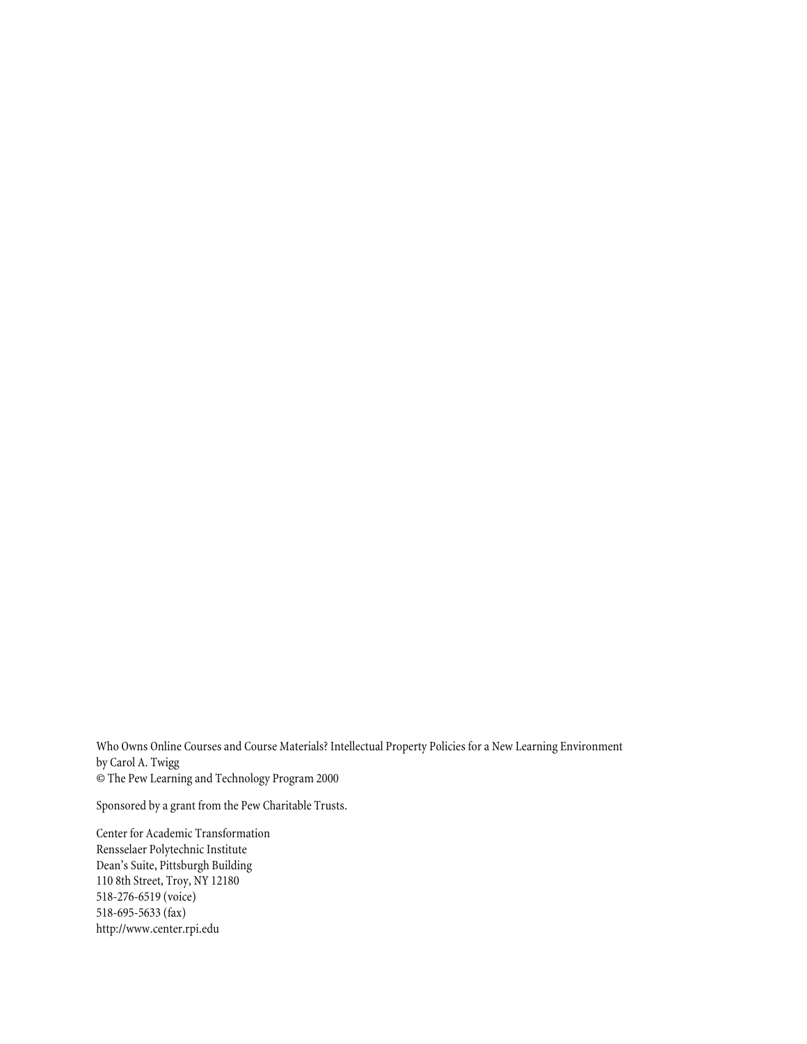Who Owns Online Courses and Course Materials? Intellectual Property Policies for a New Learning Environment
by Carol A. Twigg
© The Pew Learning and Technology Program 2000

Sponsored by a grant from the Pew Charitable Trusts.

Center for Academic Transformation
Rensselaer Polytechnic Institute
Dean's Suite, Pittsburgh Building
110 8th Street, Troy, NY 12180
518-276-6519 (voice)
518-695-5633 (fax)
http://www.center.rpi.edu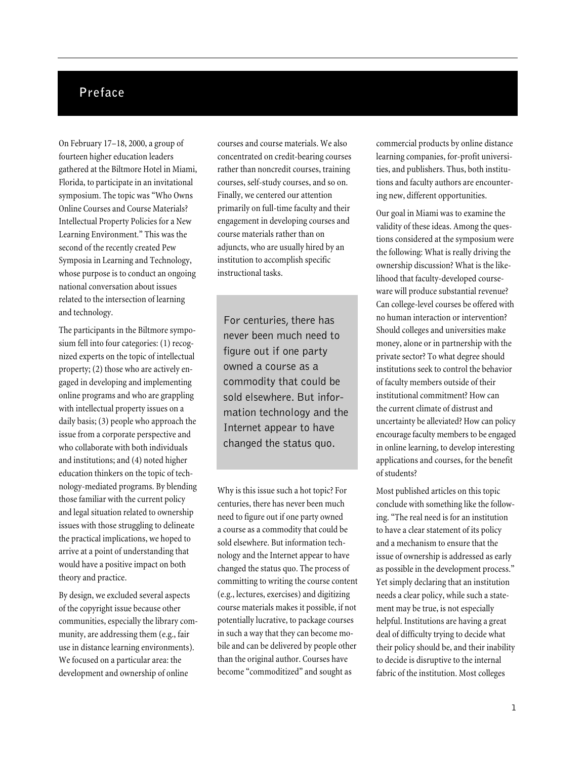# Preface

On February 17–18, 2000, a group of fourteen higher education leaders gathered at the Biltmore Hotel in Miami, Florida, to participate in an invitational symposium. The topic was "Who Owns Online Courses and Course Materials? Intellectual Property Policies for a New Learning Environment." This was the second of the recently created Pew Symposia in Learning and Technology, whose purpose is to conduct an ongoing national conversation about issues related to the intersection of learning and technology.

The participants in the Biltmore symposium fell into four categories: (1) recognized experts on the topic of intellectual property; (2) those who are actively engaged in developing and implementing online programs and who are grappling with intellectual property issues on a daily basis; (3) people who approach the issue from a corporate perspective and who collaborate with both individuals and institutions; and (4) noted higher education thinkers on the topic of technology-mediated programs. By blending those familiar with the current policy and legal situation related to ownership issues with those struggling to delineate the practical implications, we hoped to arrive at a point of understanding that would have a positive impact on both theory and practice.

By design, we excluded several aspects of the copyright issue because other communities, especially the library community, are addressing them (e.g., fair use in distance learning environments). We focused on a particular area: the development and ownership of online courses and course materials. We also concentrated on credit-bearing courses rather than noncredit courses, training courses, self-study courses, and so on. Finally, we centered our attention primarily on full-time faculty and their engagement in developing courses and course materials rather than on adjuncts, who are usually hired by an institution to accomplish specific instructional tasks.

> For centuries, there has never been much need to figure out if one party owned a course as a commodity that could be sold elsewhere. But information technology and the Internet appear to have changed the status quo.

Why is this issue such a hot topic? For centuries, there has never been much need to figure out if one party owned a course as a commodity that could be sold elsewhere. But information technology and the Internet appear to have changed the status quo. The process of committing to writing the course content (e.g., lectures, exercises) and digitizing course materials makes it possible, if not potentially lucrative, to package courses in such a way that they can become mobile and can be delivered by people other than the original author. Courses have become "commoditized" and sought as commercial products by online distance learning companies, for-profit universities, and publishers. Thus, both institutions and faculty authors are encountering new, different opportunities.

Our goal in Miami was to examine the validity of these ideas. Among the questions considered at the symposium were the following: What is really driving the ownership discussion? What is the likelihood that faculty-developed courseware will produce substantial revenue? Can college-level courses be offered with no human interaction or intervention? Should colleges and universities make money, alone or in partnership with the private sector? To what degree should institutions seek to control the behavior of faculty members outside of their institutional commitment? How can the current climate of distrust and uncertainty be alleviated? How can policy encourage faculty members to be engaged in online learning, to develop interesting applications and courses, for the benefit of students?

Most published articles on this topic conclude with something like the following. "The real need is for an institution to have a clear statement of its policy and a mechanism to ensure that the issue of ownership is addressed as early as possible in the development process." Yet simply declaring that an institution needs a clear policy, while such a statement may be true, is not especially helpful. Institutions are having a great deal of difficulty trying to decide what their policy should be, and their inability to decide is disruptive to the internal fabric of the institution. Most colleges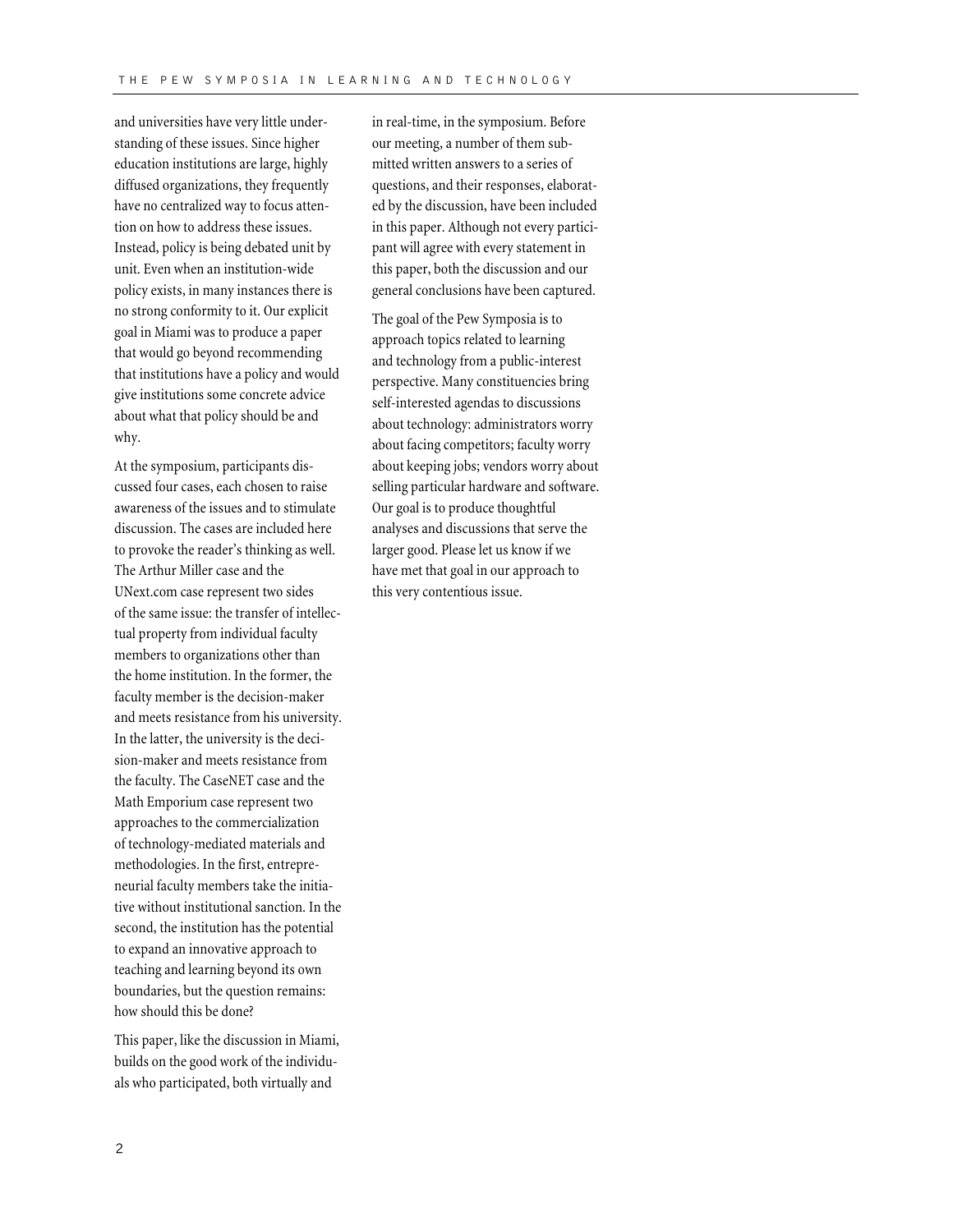and universities have very little understanding of these issues. Since higher education institutions are large, highly diffused organizations, they frequently have no centralized way to focus attention on how to address these issues. Instead, policy is being debated unit by unit. Even when an institution-wide policy exists, in many instances there is no strong conformity to it. Our explicit goal in Miami was to produce a paper that would go beyond recommending that institutions have a policy and would give institutions some concrete advice about what that policy should be and why.

At the symposium, participants discussed four cases, each chosen to raise awareness of the issues and to stimulate discussion. The cases are included here to provoke the reader's thinking as well. The Arthur Miller case and the UNext.com case represent two sides of the same issue: the transfer of intellectual property from individual faculty members to organizations other than the home institution. In the former, the faculty member is the decision-maker and meets resistance from his university. In the latter, the university is the decision-maker and meets resistance from the faculty. The CaseNET case and the Math Emporium case represent two approaches to the commercialization of technology-mediated materials and methodologies. In the first, entrepreneurial faculty members take the initiative without institutional sanction. In the second, the institution has the potential to expand an innovative approach to teaching and learning beyond its own boundaries, but the question remains: how should this be done?

This paper, like the discussion in Miami, builds on the good work of the individuals who participated, both virtually and in real-time, in the symposium. Before our meeting, a number of them submitted written answers to a series of questions, and their responses, elaborated by the discussion, have been included in this paper. Although not every participant will agree with every statement in this paper, both the discussion and our general conclusions have been captured.

The goal of the Pew Symposia is to approach topics related to learning and technology from a public-interest perspective. Many constituencies bring self-interested agendas to discussions about technology: administrators worry about facing competitors; faculty worry about keeping jobs; vendors worry about selling particular hardware and software. Our goal is to produce thoughtful analyses and discussions that serve the larger good. Please let us know if we have met that goal in our approach to this very contentious issue.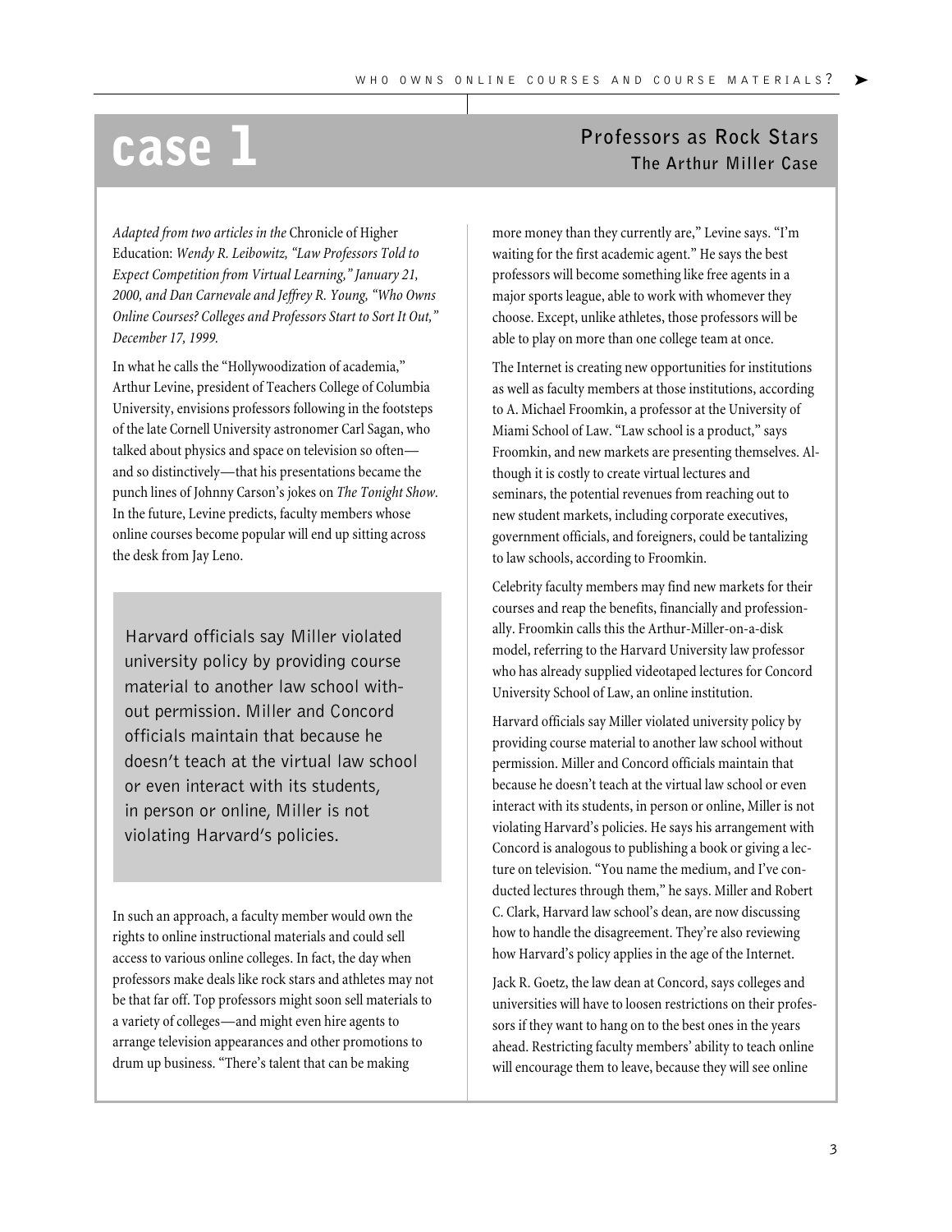# case 1

## Professors as Rock Stars
### The Arthur Miller Case

*Adapted from two articles in the* Chronicle of Higher Education: *Wendy R. Leibowitz, "Law Professors Told to Expect Competition from Virtual Learning," January 21, 2000, and Dan Carnevale and Jeffrey R. Young, "Who Owns Online Courses? Colleges and Professors Start to Sort It Out," December 17, 1999.*

In what he calls the "Hollywoodization of academia," Arthur Levine, president of Teachers College of Columbia University, envisions professors following in the footsteps of the late Cornell University astronomer Carl Sagan, who talked about physics and space on television so often—and so distinctively—that his presentations became the punch lines of Johnny Carson's jokes on *The Tonight Show.* In the future, Levine predicts, faculty members whose online courses become popular will end up sitting across the desk from Jay Leno.

> Harvard officials say Miller violated university policy by providing course material to another law school without permission. Miller and Concord officials maintain that because he doesn't teach at the virtual law school or even interact with its students, in person or online, Miller is not violating Harvard's policies.

In such an approach, a faculty member would own the rights to online instructional materials and could sell access to various online colleges. In fact, the day when professors make deals like rock stars and athletes may not be that far off. Top professors might soon sell materials to a variety of colleges—and might even hire agents to arrange television appearances and other promotions to drum up business. "There's talent that can be making more money than they currently are," Levine says. "I'm waiting for the first academic agent." He says the best professors will become something like free agents in a major sports league, able to work with whomever they choose. Except, unlike athletes, those professors will be able to play on more than one college team at once.

The Internet is creating new opportunities for institutions as well as faculty members at those institutions, according to A. Michael Froomkin, a professor at the University of Miami School of Law. "Law school is a product," says Froomkin, and new markets are presenting themselves. Although it is costly to create virtual lectures and seminars, the potential revenues from reaching out to new student markets, including corporate executives, government officials, and foreigners, could be tantalizing to law schools, according to Froomkin.

Celebrity faculty members may find new markets for their courses and reap the benefits, financially and professionally. Froomkin calls this the Arthur-Miller-on-a-disk model, referring to the Harvard University law professor who has already supplied videotaped lectures for Concord University School of Law, an online institution.

Harvard officials say Miller violated university policy by providing course material to another law school without permission. Miller and Concord officials maintain that because he doesn't teach at the virtual law school or even interact with its students, in person or online, Miller is not violating Harvard's policies. He says his arrangement with Concord is analogous to publishing a book or giving a lecture on television. "You name the medium, and I've conducted lectures through them," he says. Miller and Robert C. Clark, Harvard law school's dean, are now discussing how to handle the disagreement. They're also reviewing how Harvard's policy applies in the age of the Internet.

Jack R. Goetz, the law dean at Concord, says colleges and universities will have to loosen restrictions on their professors if they want to hang on to the best ones in the years ahead. Restricting faculty members' ability to teach online will encourage them to leave, because they will see online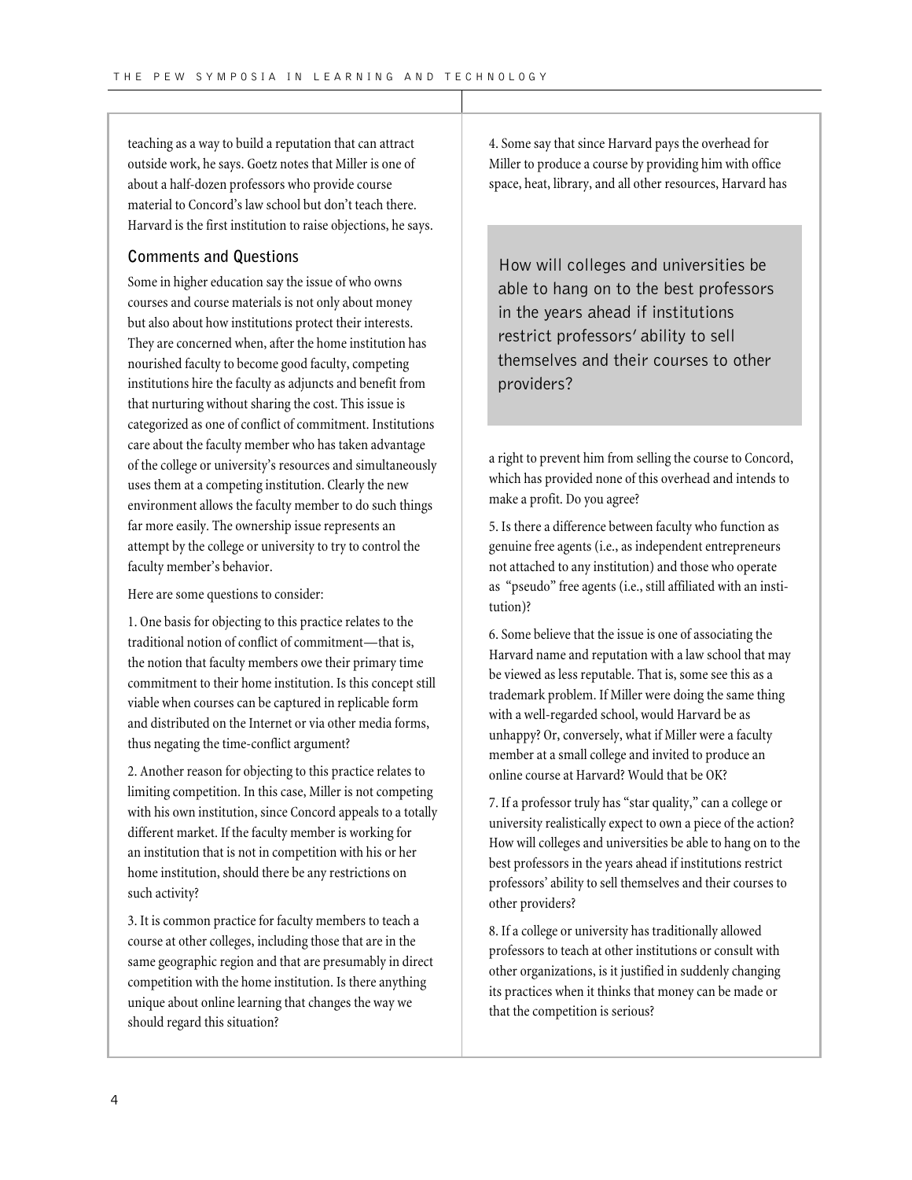teaching as a way to build a reputation that can attract outside work, he says. Goetz notes that Miller is one of about a half-dozen professors who provide course material to Concord's law school but don't teach there. Harvard is the first institution to raise objections, he says.

### Comments and Questions

Some in higher education say the issue of who owns courses and course materials is not only about money but also about how institutions protect their interests. They are concerned when, after the home institution has nourished faculty to become good faculty, competing institutions hire the faculty as adjuncts and benefit from that nurturing without sharing the cost. This issue is categorized as one of conflict of commitment. Institutions care about the faculty member who has taken advantage of the college or university's resources and simultaneously uses them at a competing institution. Clearly the new environment allows the faculty member to do such things far more easily. The ownership issue represents an attempt by the college or university to try to control the faculty member's behavior.

Here are some questions to consider:

1. One basis for objecting to this practice relates to the traditional notion of conflict of commitment—that is, the notion that faculty members owe their primary time commitment to their home institution. Is this concept still viable when courses can be captured in replicable form and distributed on the Internet or via other media forms, thus negating the time-conflict argument?

2. Another reason for objecting to this practice relates to limiting competition. In this case, Miller is not competing with his own institution, since Concord appeals to a totally different market. If the faculty member is working for an institution that is not in competition with his or her home institution, should there be any restrictions on such activity?

3. It is common practice for faculty members to teach a course at other colleges, including those that are in the same geographic region and that are presumably in direct competition with the home institution. Is there anything unique about online learning that changes the way we should regard this situation?

4. Some say that since Harvard pays the overhead for Miller to produce a course by providing him with office space, heat, library, and all other resources, Harvard has a right to prevent him from selling the course to Concord, which has provided none of this overhead and intends to make a profit. Do you agree?

> How will colleges and universities be able to hang on to the best professors in the years ahead if institutions restrict professors' ability to sell themselves and their courses to other providers?

5. Is there a difference between faculty who function as genuine free agents (i.e., as independent entrepreneurs not attached to any institution) and those who operate as "pseudo" free agents (i.e., still affiliated with an institution)?

6. Some believe that the issue is one of associating the Harvard name and reputation with a law school that may be viewed as less reputable. That is, some see this as a trademark problem. If Miller were doing the same thing with a well-regarded school, would Harvard be as unhappy? Or, conversely, what if Miller were a faculty member at a small college and invited to produce an online course at Harvard? Would that be OK?

7. If a professor truly has "star quality," can a college or university realistically expect to own a piece of the action? How will colleges and universities be able to hang on to the best professors in the years ahead if institutions restrict professors' ability to sell themselves and their courses to other providers?

8. If a college or university has traditionally allowed professors to teach at other institutions or consult with other organizations, is it justified in suddenly changing its practices when it thinks that money can be made or that the competition is serious?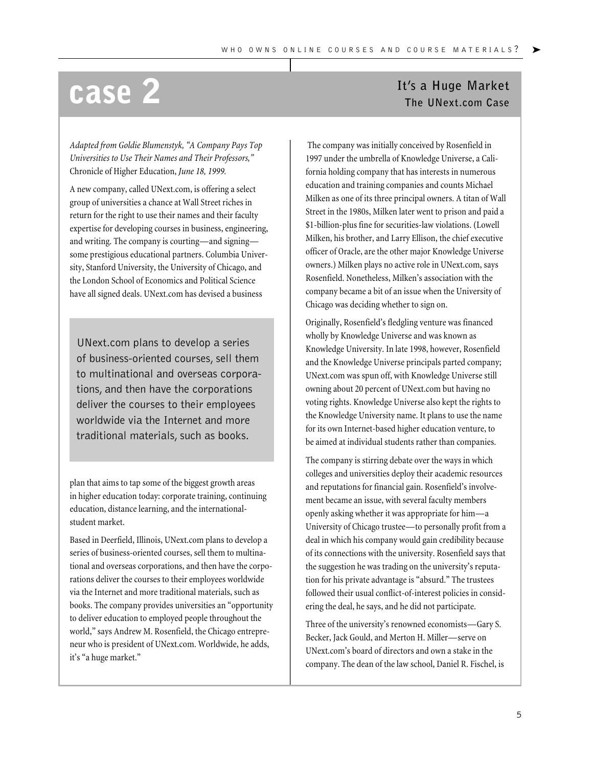# case 2

## It's a Huge Market
### The UNext.com Case

*Adapted from Goldie Blumenstyk, "A Company Pays Top Universities to Use Their Names and Their Professors,"* Chronicle of Higher Education, *June 18, 1999.*

A new company, called UNext.com, is offering a select group of universities a chance at Wall Street riches in return for the right to use their names and their faculty expertise for developing courses in business, engineering, and writing. The company is courting—and signing—some prestigious educational partners. Columbia University, Stanford University, the University of Chicago, and the London School of Economics and Political Science have all signed deals. UNext.com has devised a business plan that aims to tap some of the biggest growth areas in higher education today: corporate training, continuing education, distance learning, and the international-student market.

> UNext.com plans to develop a series of business-oriented courses, sell them to multinational and overseas corporations, and then have the corporations deliver the courses to their employees worldwide via the Internet and more traditional materials, such as books.

Based in Deerfield, Illinois, UNext.com plans to develop a series of business-oriented courses, sell them to multinational and overseas corporations, and then have the corporations deliver the courses to their employees worldwide via the Internet and more traditional materials, such as books. The company provides universities an "opportunity to deliver education to employed people throughout the world," says Andrew M. Rosenfield, the Chicago entrepreneur who is president of UNext.com. Worldwide, he adds, it's "a huge market."

The company was initially conceived by Rosenfield in 1997 under the umbrella of Knowledge Universe, a California holding company that has interests in numerous education and training companies and counts Michael Milken as one of its three principal owners. A titan of Wall Street in the 1980s, Milken later went to prison and paid a $1-billion-plus fine for securities-law violations. (Lowell Milken, his brother, and Larry Ellison, the chief executive officer of Oracle, are the other major Knowledge Universe owners.) Milken plays no active role in UNext.com, says Rosenfield. Nonetheless, Milken's association with the company became a bit of an issue when the University of Chicago was deciding whether to sign on.

Originally, Rosenfield's fledgling venture was financed wholly by Knowledge Universe and was known as Knowledge University. In late 1998, however, Rosenfield and the Knowledge Universe principals parted company; UNext.com was spun off, with Knowledge Universe still owning about 20 percent of UNext.com but having no voting rights. Knowledge Universe also kept the rights to the Knowledge University name. It plans to use the name for its own Internet-based higher education venture, to be aimed at individual students rather than companies.

The company is stirring debate over the ways in which colleges and universities deploy their academic resources and reputations for financial gain. Rosenfield's involvement became an issue, with several faculty members openly asking whether it was appropriate for him—a University of Chicago trustee—to personally profit from a deal in which his company would gain credibility because of its connections with the university. Rosenfield says that the suggestion he was trading on the university's reputation for his private advantage is "absurd." The trustees followed their usual conflict-of-interest policies in considering the deal, he says, and he did not participate.

Three of the university's renowned economists—Gary S. Becker, Jack Gould, and Merton H. Miller—serve on UNext.com's board of directors and own a stake in the company. The dean of the law school, Daniel R. Fischel, is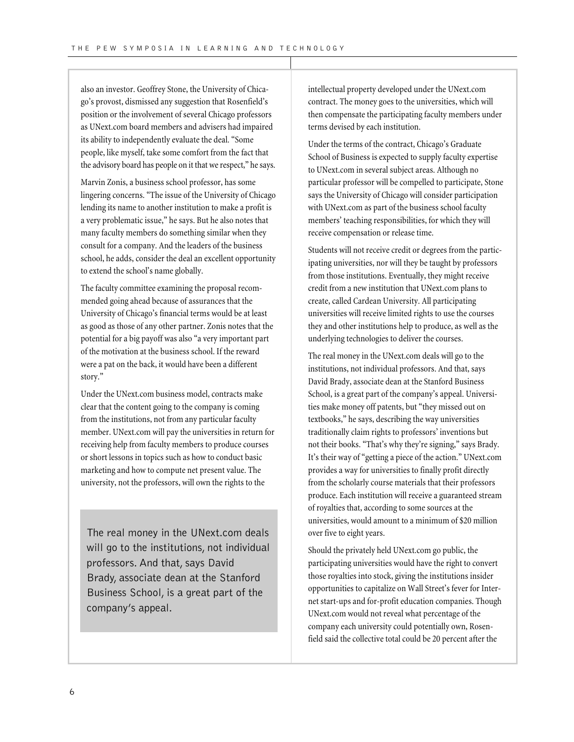also an investor. Geoffrey Stone, the University of Chicago's provost, dismissed any suggestion that Rosenfield's position or the involvement of several Chicago professors as UNext.com board members and advisers had impaired its ability to independently evaluate the deal. "Some people, like myself, take some comfort from the fact that the advisory board has people on it that we respect," he says.

Marvin Zonis, a business school professor, has some lingering concerns. "The issue of the University of Chicago lending its name to another institution to make a profit is a very problematic issue," he says. But he also notes that many faculty members do something similar when they consult for a company. And the leaders of the business school, he adds, consider the deal an excellent opportunity to extend the school's name globally.

The faculty committee examining the proposal recommended going ahead because of assurances that the University of Chicago's financial terms would be at least as good as those of any other partner. Zonis notes that the potential for a big payoff was also "a very important part of the motivation at the business school. If the reward were a pat on the back, it would have been a different story."

Under the UNext.com business model, contracts make clear that the content going to the company is coming from the institutions, not from any particular faculty member. UNext.com will pay the universities in return for receiving help from faculty members to produce courses or short lessons in topics such as how to conduct basic marketing and how to compute net present value. The university, not the professors, will own the rights to the intellectual property developed under the UNext.com contract. The money goes to the universities, which will then compensate the participating faculty members under terms devised by each institution.

> The real money in the UNext.com deals will go to the institutions, not individual professors. And that, says David Brady, associate dean at the Stanford Business School, is a great part of the company's appeal.

Under the terms of the contract, Chicago's Graduate School of Business is expected to supply faculty expertise to UNext.com in several subject areas. Although no particular professor will be compelled to participate, Stone says the University of Chicago will consider participation with UNext.com as part of the business school faculty members' teaching responsibilities, for which they will receive compensation or release time.

Students will not receive credit or degrees from the participating universities, nor will they be taught by professors from those institutions. Eventually, they might receive credit from a new institution that UNext.com plans to create, called Cardean University. All participating universities will receive limited rights to use the courses they and other institutions help to produce, as well as the underlying technologies to deliver the courses.

The real money in the UNext.com deals will go to the institutions, not individual professors. And that, says David Brady, associate dean at the Stanford Business School, is a great part of the company's appeal. Universities make money off patents, but "they missed out on textbooks," he says, describing the way universities traditionally claim rights to professors' inventions but not their books. "That's why they're signing," says Brady. It's their way of "getting a piece of the action." UNext.com provides a way for universities to finally profit directly from the scholarly course materials that their professors produce. Each institution will receive a guaranteed stream of royalties that, according to some sources at the universities, would amount to a minimum of $20 million over five to eight years.

Should the privately held UNext.com go public, the participating universities would have the right to convert those royalties into stock, giving the institutions insider opportunities to capitalize on Wall Street's fever for Internet start-ups and for-profit education companies. Though UNext.com would not reveal what percentage of the company each university could potentially own, Rosenfield said the collective total could be 20 percent after the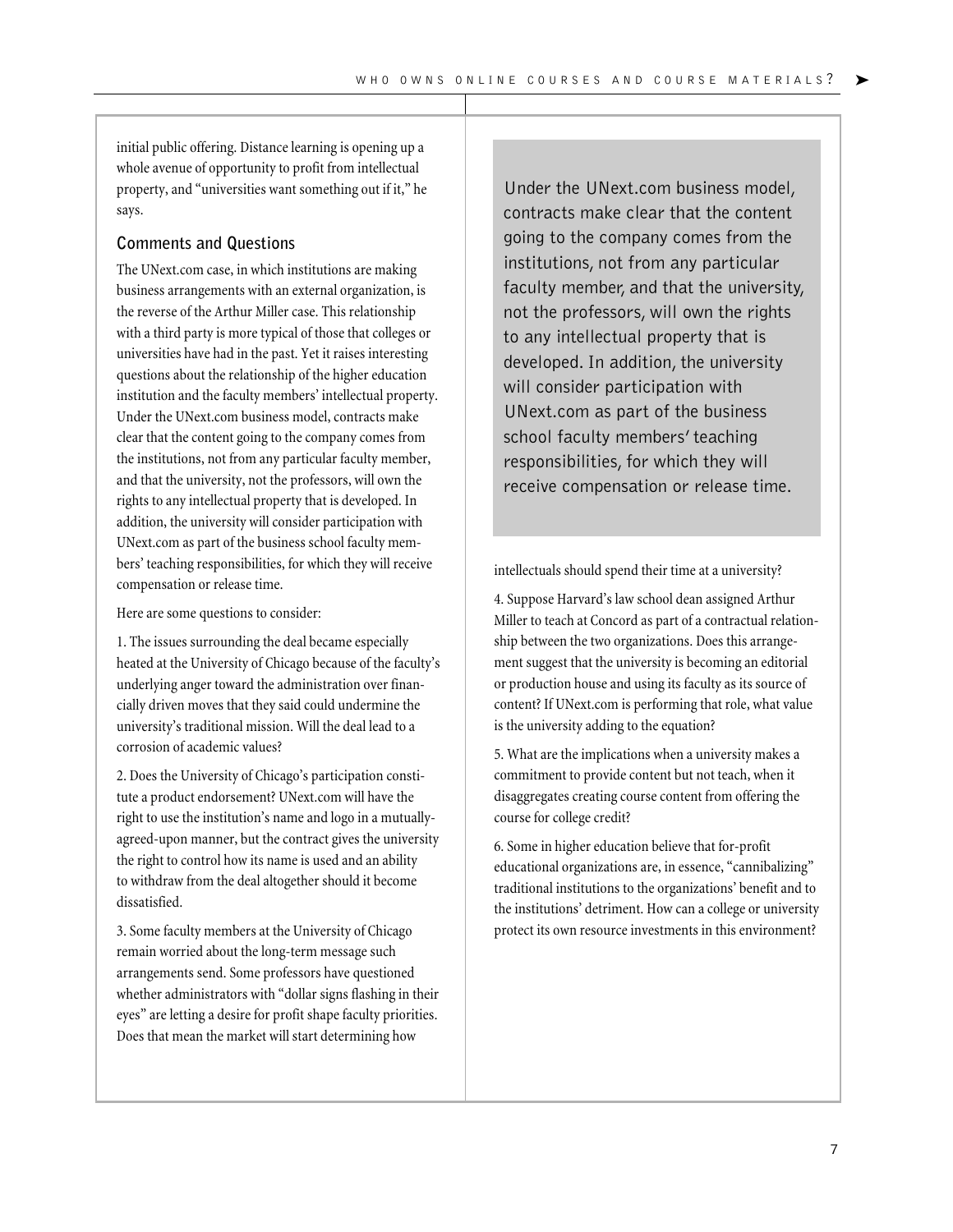initial public offering. Distance learning is opening up a whole avenue of opportunity to profit from intellectual property, and "universities want something out if it," he says.

### Comments and Questions

The UNext.com case, in which institutions are making business arrangements with an external organization, is the reverse of the Arthur Miller case. This relationship with a third party is more typical of those that colleges or universities have had in the past. Yet it raises interesting questions about the relationship of the higher education institution and the faculty members' intellectual property. Under the UNext.com business model, contracts make clear that the content going to the company comes from the institutions, not from any particular faculty member, and that the university, not the professors, will own the rights to any intellectual property that is developed. In addition, the university will consider participation with UNext.com as part of the business school faculty members' teaching responsibilities, for which they will receive compensation or release time.

> Under the UNext.com business model, contracts make clear that the content going to the company comes from the institutions, not from any particular faculty member, and that the university, not the professors, will own the rights to any intellectual property that is developed. In addition, the university will consider participation with UNext.com as part of the business school faculty members' teaching responsibilities, for which they will receive compensation or release time.

Here are some questions to consider:

1. The issues surrounding the deal became especially heated at the University of Chicago because of the faculty's underlying anger toward the administration over financially driven moves that they said could undermine the university's traditional mission. Will the deal lead to a corrosion of academic values?

2. Does the University of Chicago's participation constitute a product endorsement? UNext.com will have the right to use the institution's name and logo in a mutually-agreed-upon manner, but the contract gives the university the right to control how its name is used and an ability to withdraw from the deal altogether should it become dissatisfied.

3. Some faculty members at the University of Chicago remain worried about the long-term message such arrangements send. Some professors have questioned whether administrators with "dollar signs flashing in their eyes" are letting a desire for profit shape faculty priorities. Does that mean the market will start determining how intellectuals should spend their time at a university?

4. Suppose Harvard's law school dean assigned Arthur Miller to teach at Concord as part of a contractual relationship between the two organizations. Does this arrangement suggest that the university is becoming an editorial or production house and using its faculty as its source of content? If UNext.com is performing that role, what value is the university adding to the equation?

5. What are the implications when a university makes a commitment to provide content but not teach, when it disaggregates creating course content from offering the course for college credit?

6. Some in higher education believe that for-profit educational organizations are, in essence, "cannibalizing" traditional institutions to the organizations' benefit and to the institutions' detriment. How can a college or university protect its own resource investments in this environment?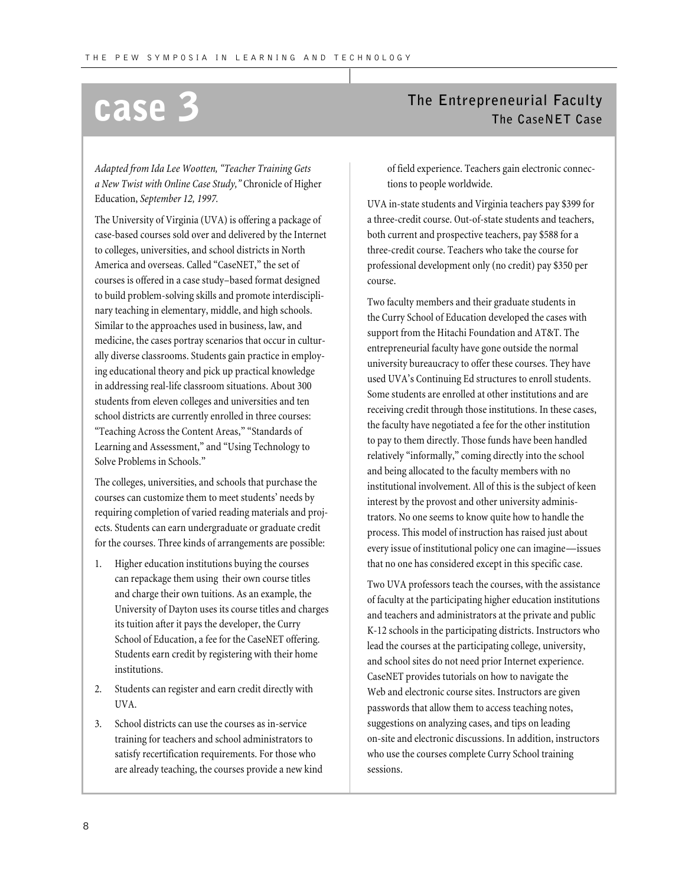# case 3

## The Entrepreneurial Faculty
### The CaseNET Case

*Adapted from Ida Lee Wootten, "Teacher Training Gets a New Twist with Online Case Study,"* Chronicle of Higher Education, *September 12, 1997.*

The University of Virginia (UVA) is offering a package of case-based courses sold over and delivered by the Internet to colleges, universities, and school districts in North America and overseas. Called "CaseNET," the set of courses is offered in a case study–based format designed to build problem-solving skills and promote interdisciplinary teaching in elementary, middle, and high schools. Similar to the approaches used in business, law, and medicine, the cases portray scenarios that occur in culturally diverse classrooms. Students gain practice in employing educational theory and pick up practical knowledge in addressing real-life classroom situations. About 300 students from eleven colleges and universities and ten school districts are currently enrolled in three courses: "Teaching Across the Content Areas," "Standards of Learning and Assessment," and "Using Technology to Solve Problems in Schools."

The colleges, universities, and schools that purchase the courses can customize them to meet students' needs by requiring completion of varied reading materials and projects. Students can earn undergraduate or graduate credit for the courses. Three kinds of arrangements are possible:

1. Higher education institutions buying the courses can repackage them using their own course titles and charge their own tuitions. As an example, the University of Dayton uses its course titles and charges its tuition after it pays the developer, the Curry School of Education, a fee for the CaseNET offering. Students earn credit by registering with their home institutions.
2. Students can register and earn credit directly with UVA.
3. School districts can use the courses as in-service training for teachers and school administrators to satisfy recertification requirements. For those who are already teaching, the courses provide a new kind of field experience. Teachers gain electronic connections to people worldwide.

UVA in-state students and Virginia teachers pay $399 for a three-credit course. Out-of-state students and teachers, both current and prospective teachers, pay $588 for a three-credit course. Teachers who take the course for professional development only (no credit) pay $350 per course.

Two faculty members and their graduate students in the Curry School of Education developed the cases with support from the Hitachi Foundation and AT&T. The entrepreneurial faculty have gone outside the normal university bureaucracy to offer these courses. They have used UVA's Continuing Ed structures to enroll students. Some students are enrolled at other institutions and are receiving credit through those institutions. In these cases, the faculty have negotiated a fee for the other institution to pay to them directly. Those funds have been handled relatively "informally," coming directly into the school and being allocated to the faculty members with no institutional involvement. All of this is the subject of keen interest by the provost and other university administrators. No one seems to know quite how to handle the process. This model of instruction has raised just about every issue of institutional policy one can imagine—issues that no one has considered except in this specific case.

Two UVA professors teach the courses, with the assistance of faculty at the participating higher education institutions and teachers and administrators at the private and public K-12 schools in the participating districts. Instructors who lead the courses at the participating college, university, and school sites do not need prior Internet experience. CaseNET provides tutorials on how to navigate the Web and electronic course sites. Instructors are given passwords that allow them to access teaching notes, suggestions on analyzing cases, and tips on leading on-site and electronic discussions. In addition, instructors who use the courses complete Curry School training sessions.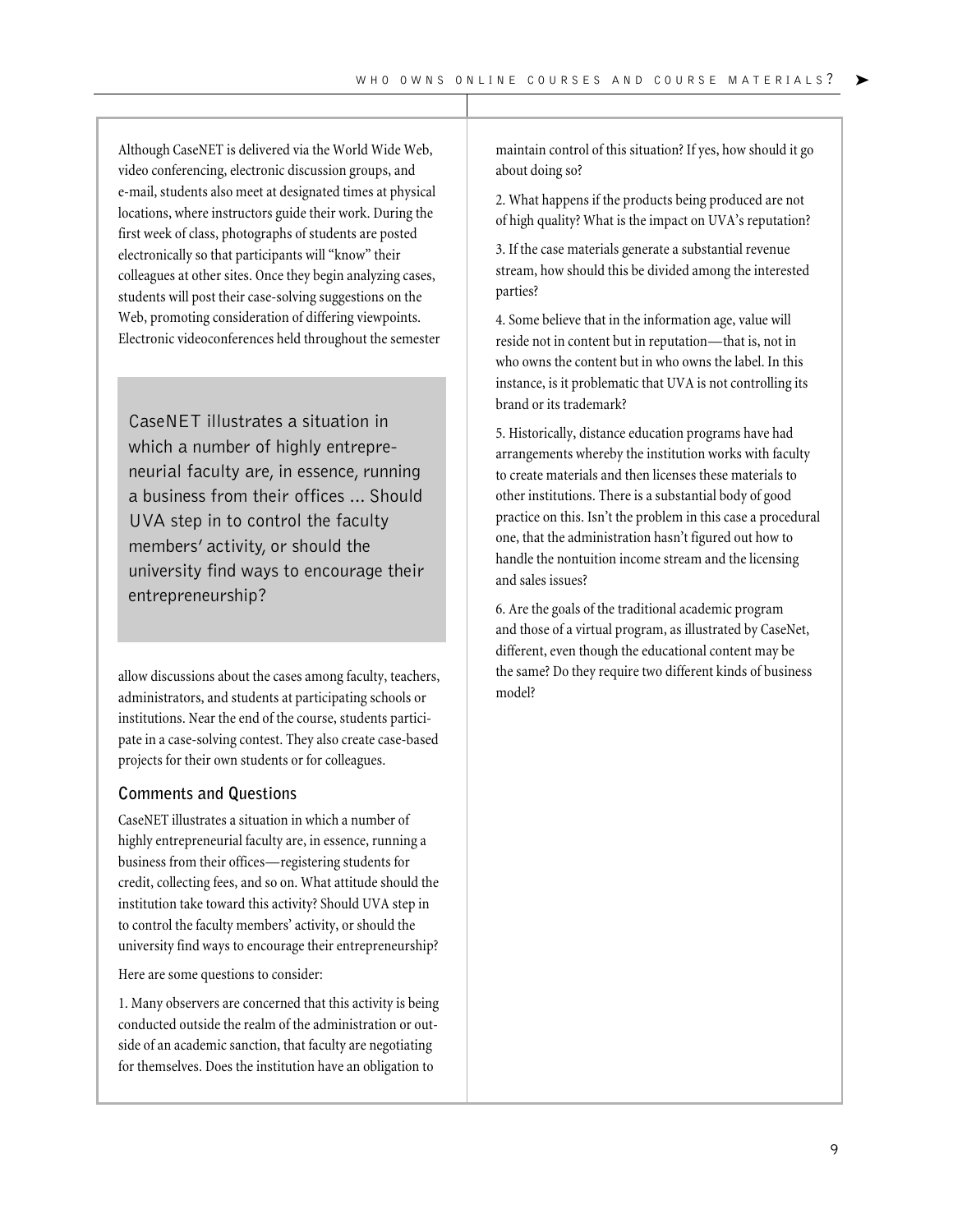Although CaseNET is delivered via the World Wide Web, video conferencing, electronic discussion groups, and e-mail, students also meet at designated times at physical locations, where instructors guide their work. During the first week of class, photographs of students are posted electronically so that participants will "know" their colleagues at other sites. Once they begin analyzing cases, students will post their case-solving suggestions on the Web, promoting consideration of differing viewpoints. Electronic videoconferences held throughout the semester allow discussions about the cases among faculty, teachers, administrators, and students at participating schools or institutions. Near the end of the course, students participate in a case-solving contest. They also create case-based projects for their own students or for colleagues.

> CaseNET illustrates a situation in which a number of highly entrepreneurial faculty are, in essence, running a business from their offices ... Should UVA step in to control the faculty members' activity, or should the university find ways to encourage their entrepreneurship?

### Comments and Questions

CaseNET illustrates a situation in which a number of highly entrepreneurial faculty are, in essence, running a business from their offices—registering students for credit, collecting fees, and so on. What attitude should the institution take toward this activity? Should UVA step in to control the faculty members' activity, or should the university find ways to encourage their entrepreneurship?

Here are some questions to consider:

1. Many observers are concerned that this activity is being conducted outside the realm of the administration or outside of an academic sanction, that faculty are negotiating for themselves. Does the institution have an obligation to maintain control of this situation? If yes, how should it go about doing so?

2. What happens if the products being produced are not of high quality? What is the impact on UVA's reputation?

3. If the case materials generate a substantial revenue stream, how should this be divided among the interested parties?

4. Some believe that in the information age, value will reside not in content but in reputation—that is, not in who owns the content but in who owns the label. In this instance, is it problematic that UVA is not controlling its brand or its trademark?

5. Historically, distance education programs have had arrangements whereby the institution works with faculty to create materials and then licenses these materials to other institutions. There is a substantial body of good practice on this. Isn't the problem in this case a procedural one, that the administration hasn't figured out how to handle the nontuition income stream and the licensing and sales issues?

6. Are the goals of the traditional academic program and those of a virtual program, as illustrated by CaseNet, different, even though the educational content may be the same? Do they require two different kinds of business model?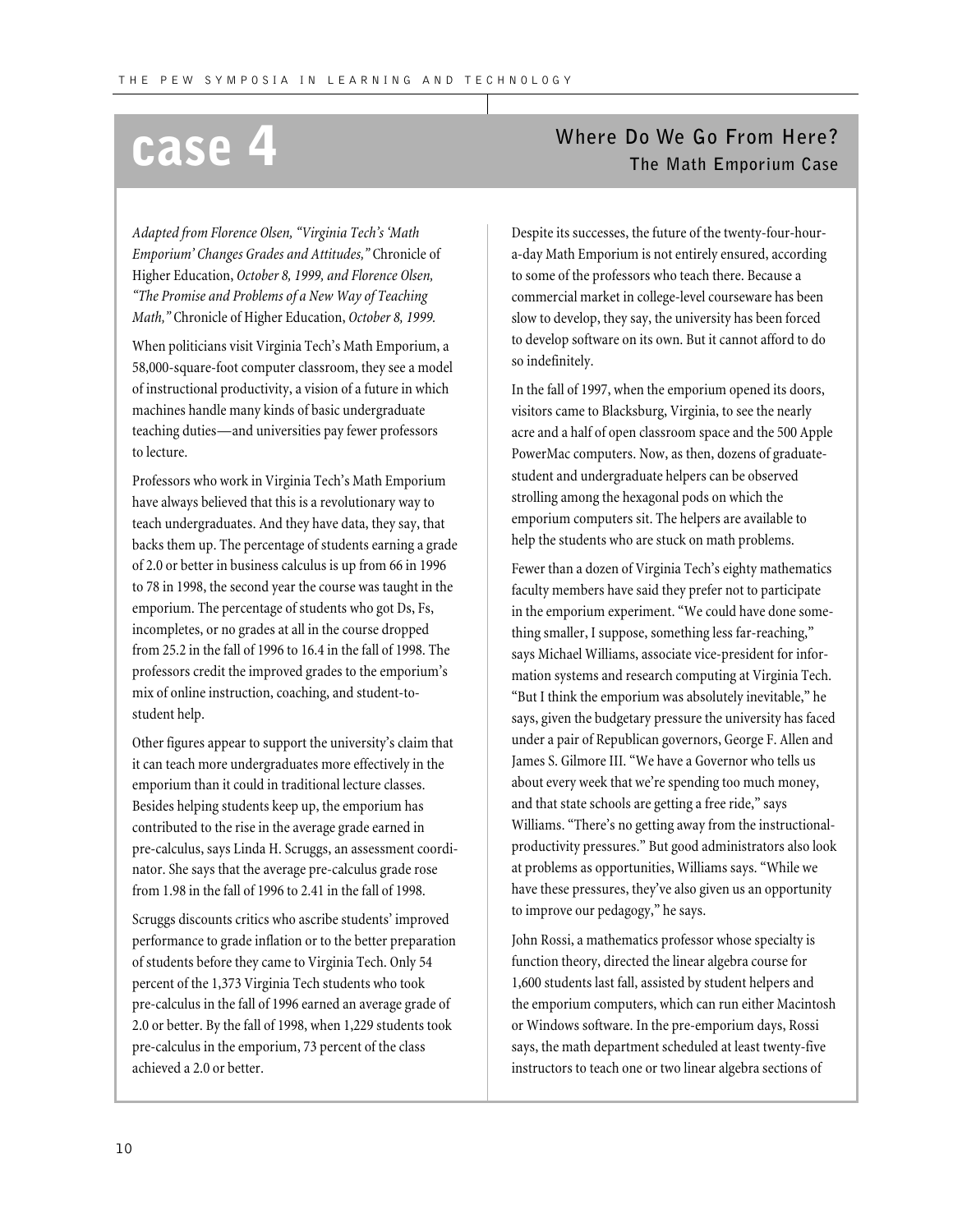# case 4

## Where Do We Go From Here?
### The Math Emporium Case

*Adapted from Florence Olsen, "Virginia Tech's 'Math Emporium' Changes Grades and Attitudes,"* Chronicle of Higher Education, *October 8, 1999, and Florence Olsen, "The Promise and Problems of a New Way of Teaching Math,"* Chronicle of Higher Education, *October 8, 1999.*

When politicians visit Virginia Tech's Math Emporium, a 58,000-square-foot computer classroom, they see a model of instructional productivity, a vision of a future in which machines handle many kinds of basic undergraduate teaching duties—and universities pay fewer professors to lecture.

Professors who work in Virginia Tech's Math Emporium have always believed that this is a revolutionary way to teach undergraduates. And they have data, they say, that backs them up. The percentage of students earning a grade of 2.0 or better in business calculus is up from 66 in 1996 to 78 in 1998, the second year the course was taught in the emporium. The percentage of students who got Ds, Fs, incompletes, or no grades at all in the course dropped from 25.2 in the fall of 1996 to 16.4 in the fall of 1998. The professors credit the improved grades to the emporium's mix of online instruction, coaching, and student-to-student help.

Other figures appear to support the university's claim that it can teach more undergraduates more effectively in the emporium than it could in traditional lecture classes. Besides helping students keep up, the emporium has contributed to the rise in the average grade earned in pre-calculus, says Linda H. Scruggs, an assessment coordinator. She says that the average pre-calculus grade rose from 1.98 in the fall of 1996 to 2.41 in the fall of 1998.

Scruggs discounts critics who ascribe students' improved performance to grade inflation or to the better preparation of students before they came to Virginia Tech. Only 54 percent of the 1,373 Virginia Tech students who took pre-calculus in the fall of 1996 earned an average grade of 2.0 or better. By the fall of 1998, when 1,229 students took pre-calculus in the emporium, 73 percent of the class achieved a 2.0 or better.

Despite its successes, the future of the twenty-four-hour-a-day Math Emporium is not entirely ensured, according to some of the professors who teach there. Because a commercial market in college-level courseware has been slow to develop, they say, the university has been forced to develop software on its own. But it cannot afford to do so indefinitely.

In the fall of 1997, when the emporium opened its doors, visitors came to Blacksburg, Virginia, to see the nearly acre and a half of open classroom space and the 500 Apple PowerMac computers. Now, as then, dozens of graduate-student and undergraduate helpers can be observed strolling among the hexagonal pods on which the emporium computers sit. The helpers are available to help the students who are stuck on math problems.

Fewer than a dozen of Virginia Tech's eighty mathematics faculty members have said they prefer not to participate in the emporium experiment. "We could have done something smaller, I suppose, something less far-reaching," says Michael Williams, associate vice-president for information systems and research computing at Virginia Tech. "But I think the emporium was absolutely inevitable," he says, given the budgetary pressure the university has faced under a pair of Republican governors, George F. Allen and James S. Gilmore III. "We have a Governor who tells us about every week that we're spending too much money, and that state schools are getting a free ride," says Williams. "There's no getting away from the instructional-productivity pressures." But good administrators also look at problems as opportunities, Williams says. "While we have these pressures, they've also given us an opportunity to improve our pedagogy," he says.

John Rossi, a mathematics professor whose specialty is function theory, directed the linear algebra course for 1,600 students last fall, assisted by student helpers and the emporium computers, which can run either Macintosh or Windows software. In the pre-emporium days, Rossi says, the math department scheduled at least twenty-five instructors to teach one or two linear algebra sections of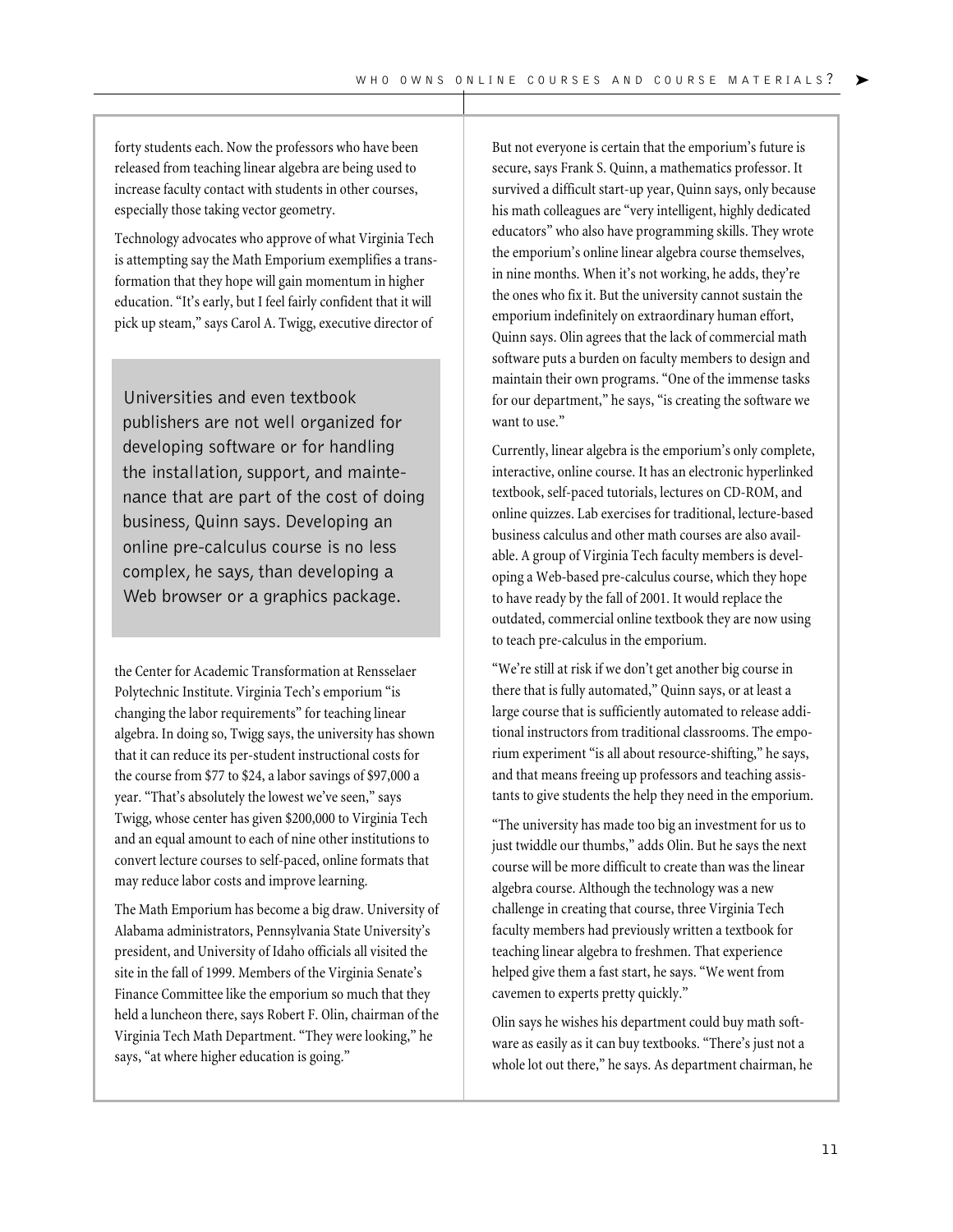forty students each. Now the professors who have been released from teaching linear algebra are being used to increase faculty contact with students in other courses, especially those taking vector geometry.

Technology advocates who approve of what Virginia Tech is attempting say the Math Emporium exemplifies a transformation that they hope will gain momentum in higher education. "It's early, but I feel fairly confident that it will pick up steam," says Carol A. Twigg, executive director of the Center for Academic Transformation at Rensselaer Polytechnic Institute. Virginia Tech's emporium "is changing the labor requirements" for teaching linear algebra. In doing so, Twigg says, the university has shown that it can reduce its per-student instructional costs for the course from $77 to $24, a labor savings of $97,000 a year. "That's absolutely the lowest we've seen," says Twigg, whose center has given $200,000 to Virginia Tech and an equal amount to each of nine other institutions to convert lecture courses to self-paced, online formats that may reduce labor costs and improve learning.

> Universities and even textbook publishers are not well organized for developing software or for handling the installation, support, and maintenance that are part of the cost of doing business, Quinn says. Developing an online pre-calculus course is no less complex, he says, than developing a Web browser or a graphics package.

The Math Emporium has become a big draw. University of Alabama administrators, Pennsylvania State University's president, and University of Idaho officials all visited the site in the fall of 1999. Members of the Virginia Senate's Finance Committee like the emporium so much that they held a luncheon there, says Robert F. Olin, chairman of the Virginia Tech Math Department. "They were looking," he says, "at where higher education is going."

But not everyone is certain that the emporium's future is secure, says Frank S. Quinn, a mathematics professor. It survived a difficult start-up year, Quinn says, only because his math colleagues are "very intelligent, highly dedicated educators" who also have programming skills. They wrote the emporium's online linear algebra course themselves, in nine months. When it's not working, he adds, they're the ones who fix it. But the university cannot sustain the emporium indefinitely on extraordinary human effort, Quinn says. Olin agrees that the lack of commercial math software puts a burden on faculty members to design and maintain their own programs. "One of the immense tasks for our department," he says, "is creating the software we want to use."

Currently, linear algebra is the emporium's only complete, interactive, online course. It has an electronic hyperlinked textbook, self-paced tutorials, lectures on CD-ROM, and online quizzes. Lab exercises for traditional, lecture-based business calculus and other math courses are also available. A group of Virginia Tech faculty members is developing a Web-based pre-calculus course, which they hope to have ready by the fall of 2001. It would replace the outdated, commercial online textbook they are now using to teach pre-calculus in the emporium.

"We're still at risk if we don't get another big course in there that is fully automated," Quinn says, or at least a large course that is sufficiently automated to release additional instructors from traditional classrooms. The emporium experiment "is all about resource-shifting," he says, and that means freeing up professors and teaching assistants to give students the help they need in the emporium.

"The university has made too big an investment for us to just twiddle our thumbs," adds Olin. But he says the next course will be more difficult to create than was the linear algebra course. Although the technology was a new challenge in creating that course, three Virginia Tech faculty members had previously written a textbook for teaching linear algebra to freshmen. That experience helped give them a fast start, he says. "We went from cavemen to experts pretty quickly."

Olin says he wishes his department could buy math software as easily as it can buy textbooks. "There's just not a whole lot out there," he says. As department chairman, he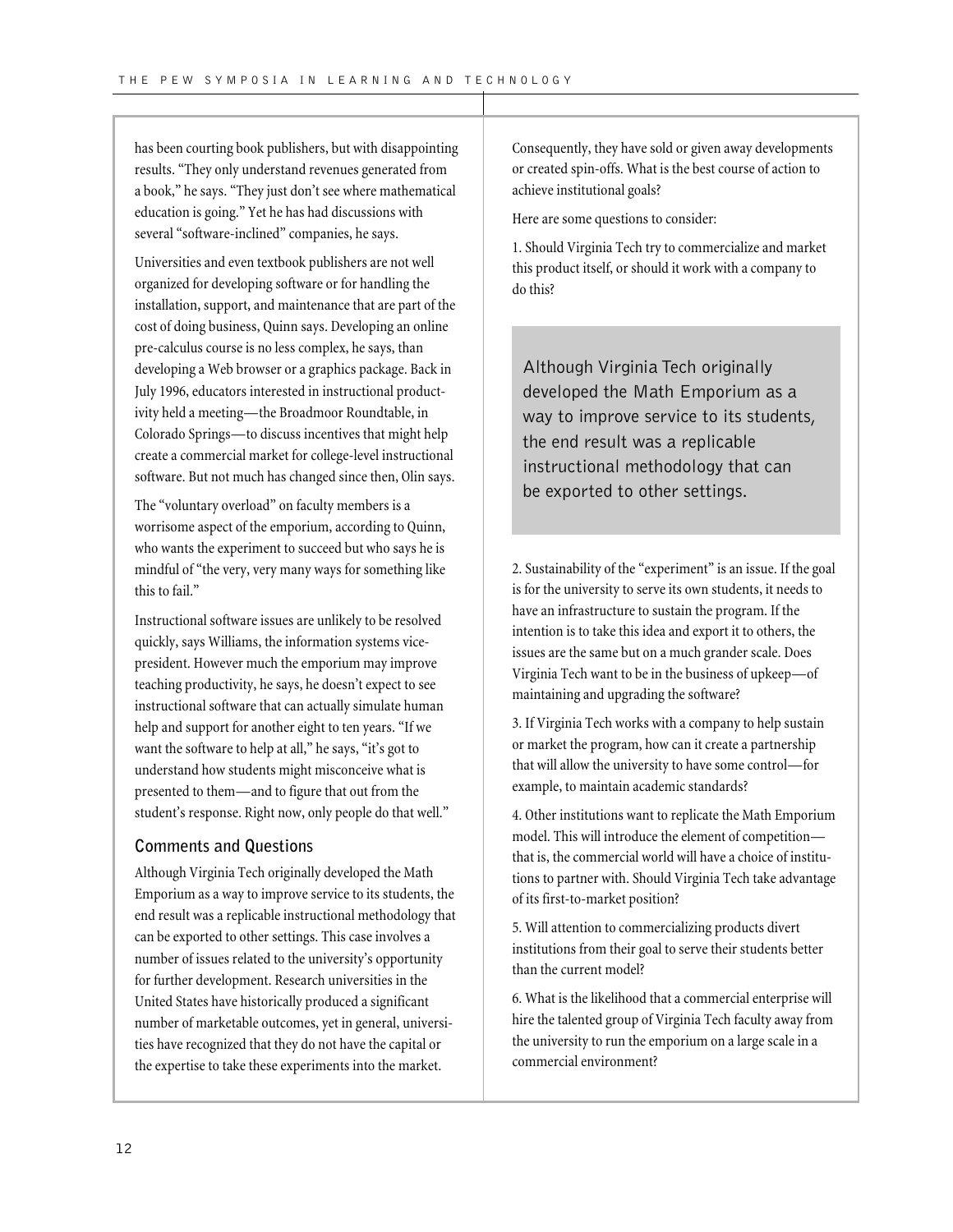has been courting book publishers, but with disappointing results. "They only understand revenues generated from a book," he says. "They just don't see where mathematical education is going." Yet he has had discussions with several "software-inclined" companies, he says.

Universities and even textbook publishers are not well organized for developing software or for handling the installation, support, and maintenance that are part of the cost of doing business, Quinn says. Developing an online pre-calculus course is no less complex, he says, than developing a Web browser or a graphics package. Back in July 1996, educators interested in instructional productivity held a meeting—the Broadmoor Roundtable, in Colorado Springs—to discuss incentives that might help create a commercial market for college-level instructional software. But not much has changed since then, Olin says.

The "voluntary overload" on faculty members is a worrisome aspect of the emporium, according to Quinn, who wants the experiment to succeed but who says he is mindful of "the very, very many ways for something like this to fail."

Instructional software issues are unlikely to be resolved quickly, says Williams, the information systems vice-president. However much the emporium may improve teaching productivity, he says, he doesn't expect to see instructional software that can actually simulate human help and support for another eight to ten years. "If we want the software to help at all," he says, "it's got to understand how students might misconceive what is presented to them—and to figure that out from the student's response. Right now, only people do that well."

## Comments and Questions

Although Virginia Tech originally developed the Math Emporium as a way to improve service to its students, the end result was a replicable instructional methodology that can be exported to other settings. This case involves a number of issues related to the university's opportunity for further development. Research universities in the United States have historically produced a significant number of marketable outcomes, yet in general, universities have recognized that they do not have the capital or the expertise to take these experiments into the market. Consequently, they have sold or given away developments or created spin-offs. What is the best course of action to achieve institutional goals?

Here are some questions to consider:

1. Should Virginia Tech try to commercialize and market this product itself, or should it work with a company to do this?

> Although Virginia Tech originally developed the Math Emporium as a way to improve service to its students, the end result was a replicable instructional methodology that can be exported to other settings.

2. Sustainability of the "experiment" is an issue. If the goal is for the university to serve its own students, it needs to have an infrastructure to sustain the program. If the intention is to take this idea and export it to others, the issues are the same but on a much grander scale. Does Virginia Tech want to be in the business of upkeep—of maintaining and upgrading the software?

3. If Virginia Tech works with a company to help sustain or market the program, how can it create a partnership that will allow the university to have some control—for example, to maintain academic standards?

4. Other institutions want to replicate the Math Emporium model. This will introduce the element of competition—that is, the commercial world will have a choice of institutions to partner with. Should Virginia Tech take advantage of its first-to-market position?

5. Will attention to commercializing products divert institutions from their goal to serve their students better than the current model?

6. What is the likelihood that a commercial enterprise will hire the talented group of Virginia Tech faculty away from the university to run the emporium on a large scale in a commercial environment?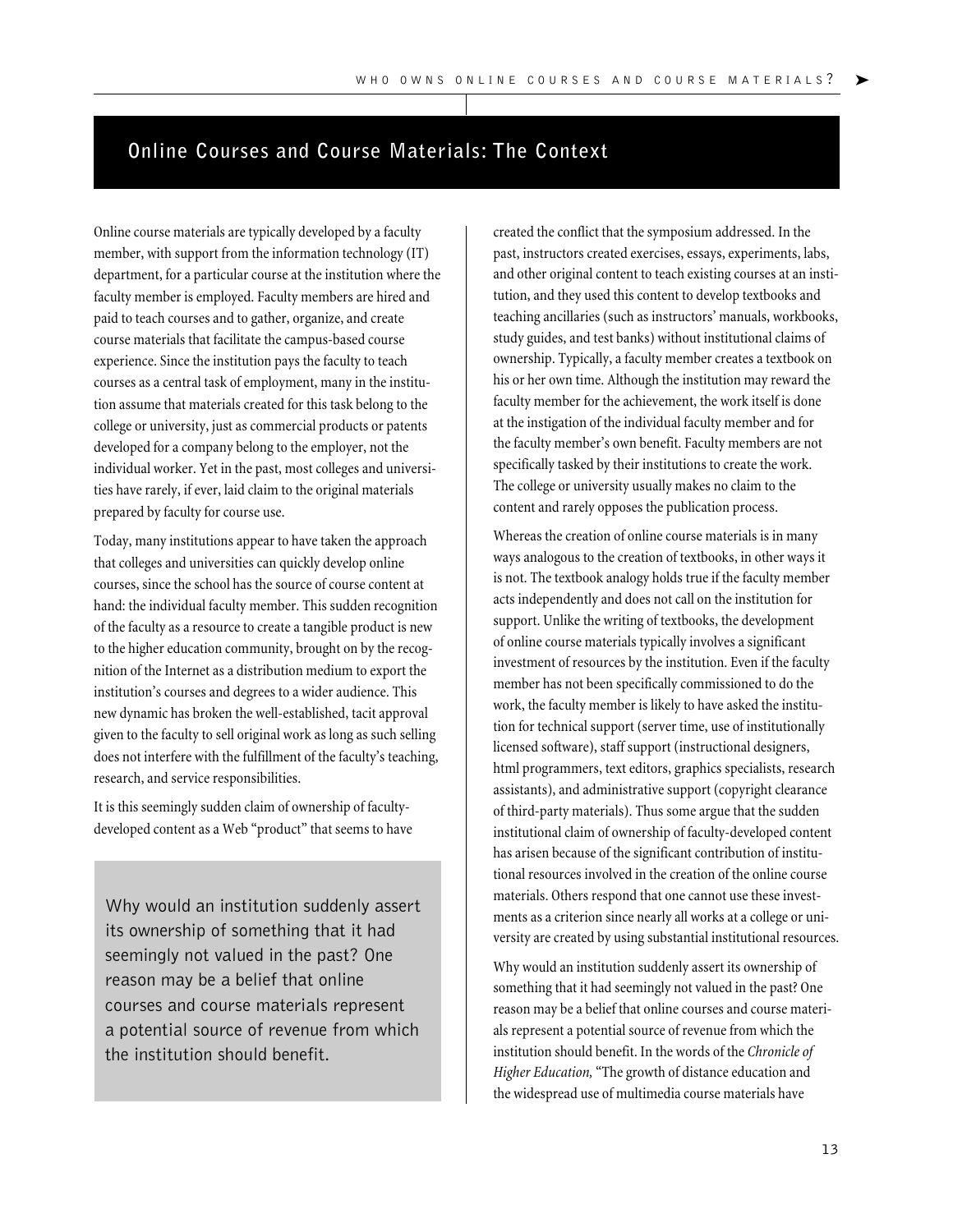## Online Courses and Course Materials: The Context

Online course materials are typically developed by a faculty member, with support from the information technology (IT) department, for a particular course at the institution where the faculty member is employed. Faculty members are hired and paid to teach courses and to gather, organize, and create course materials that facilitate the campus-based course experience. Since the institution pays the faculty to teach courses as a central task of employment, many in the institution assume that materials created for this task belong to the college or university, just as commercial products or patents developed for a company belong to the employer, not the individual worker. Yet in the past, most colleges and universities have rarely, if ever, laid claim to the original materials prepared by faculty for course use.

Today, many institutions appear to have taken the approach that colleges and universities can quickly develop online courses, since the school has the source of course content at hand: the individual faculty member. This sudden recognition of the faculty as a resource to create a tangible product is new to the higher education community, brought on by the recognition of the Internet as a distribution medium to export the institution's courses and degrees to a wider audience. This new dynamic has broken the well-established, tacit approval given to the faculty to sell original work as long as such selling does not interfere with the fulfillment of the faculty's teaching, research, and service responsibilities.

It is this seemingly sudden claim of ownership of faculty-developed content as a Web "product" that seems to have created the conflict that the symposium addressed. In the past, instructors created exercises, essays, experiments, labs, and other original content to teach existing courses at an institution, and they used this content to develop textbooks and teaching ancillaries (such as instructors' manuals, workbooks, study guides, and test banks) without institutional claims of ownership. Typically, a faculty member creates a textbook on his or her own time. Although the institution may reward the faculty member for the achievement, the work itself is done at the instigation of the individual faculty member and for the faculty member's own benefit. Faculty members are not specifically tasked by their institutions to create the work. The college or university usually makes no claim to the content and rarely opposes the publication process.

Whereas the creation of online course materials is in many ways analogous to the creation of textbooks, in other ways it is not. The textbook analogy holds true if the faculty member acts independently and does not call on the institution for support. Unlike the writing of textbooks, the development of online course materials typically involves a significant investment of resources by the institution. Even if the faculty member has not been specifically commissioned to do the work, the faculty member is likely to have asked the institution for technical support (server time, use of institutionally licensed software), staff support (instructional designers, html programmers, text editors, graphics specialists, research assistants), and administrative support (copyright clearance of third-party materials). Thus some argue that the sudden institutional claim of ownership of faculty-developed content has arisen because of the significant contribution of institutional resources involved in the creation of the online course materials. Others respond that one cannot use these investments as a criterion since nearly all works at a college or university are created by using substantial institutional resources.

> Why would an institution suddenly assert its ownership of something that it had seemingly not valued in the past? One reason may be a belief that online courses and course materials represent a potential source of revenue from which the institution should benefit.

Why would an institution suddenly assert its ownership of something that it had seemingly not valued in the past? One reason may be a belief that online courses and course materials represent a potential source of revenue from which the institution should benefit. In the words of the *Chronicle of Higher Education,* "The growth of distance education and the widespread use of multimedia course materials have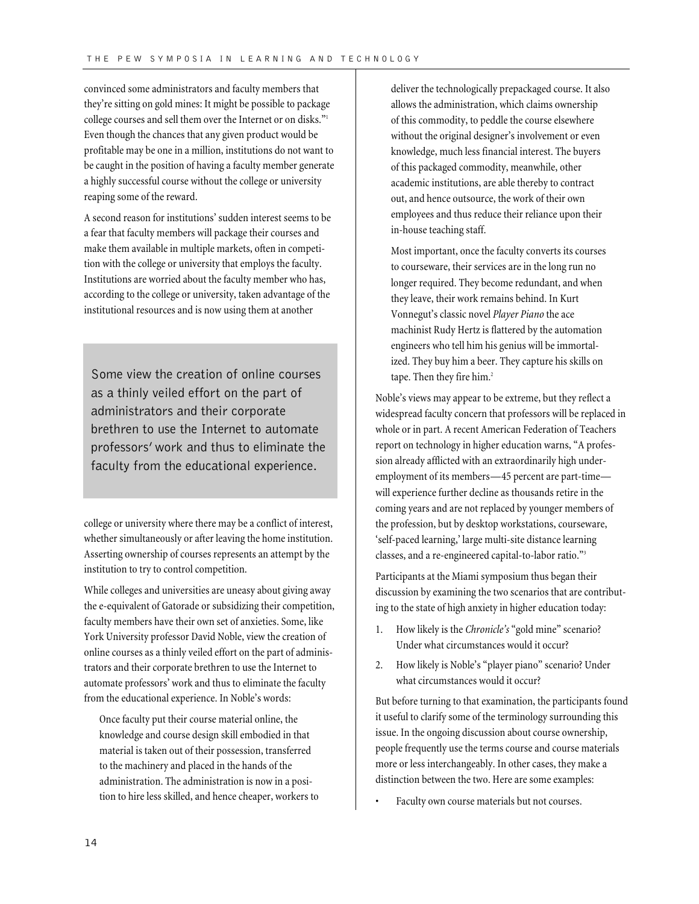convinced some administrators and faculty members that they're sitting on gold mines: It might be possible to package college courses and sell them over the Internet or on disks."[1] Even though the chances that any given product would be profitable may be one in a million, institutions do not want to be caught in the position of having a faculty member generate a highly successful course without the college or university reaping some of the reward.

A second reason for institutions' sudden interest seems to be a fear that faculty members will package their courses and make them available in multiple markets, often in competition with the college or university that employs the faculty. Institutions are worried about the faculty member who has, according to the college or university, taken advantage of the institutional resources and is now using them at another college or university where there may be a conflict of interest, whether simultaneously or after leaving the home institution. Asserting ownership of courses represents an attempt by the institution to try to control competition.

> Some view the creation of online courses as a thinly veiled effort on the part of administrators and their corporate brethren to use the Internet to automate professors' work and thus to eliminate the faculty from the educational experience.

While colleges and universities are uneasy about giving away the e-equivalent of Gatorade or subsidizing their competition, faculty members have their own set of anxieties. Some, like York University professor David Noble, view the creation of online courses as a thinly veiled effort on the part of administrators and their corporate brethren to use the Internet to automate professors' work and thus to eliminate the faculty from the educational experience. In Noble's words:

> Once faculty put their course material online, the knowledge and course design skill embodied in that material is taken out of their possession, transferred to the machinery and placed in the hands of the administration. The administration is now in a position to hire less skilled, and hence cheaper, workers to deliver the technologically prepackaged course. It also allows the administration, which claims ownership of this commodity, to peddle the course elsewhere without the original designer's involvement or even knowledge, much less financial interest. The buyers of this packaged commodity, meanwhile, other academic institutions, are able thereby to contract out, and hence outsource, the work of their own employees and thus reduce their reliance upon their in-house teaching staff.
>
> Most important, once the faculty converts its courses to courseware, their services are in the long run no longer required. They become redundant, and when they leave, their work remains behind. In Kurt Vonnegut's classic novel *Player Piano* the ace machinist Rudy Hertz is flattered by the automation engineers who tell him his genius will be immortalized. They buy him a beer. They capture his skills on tape. Then they fire him.[2]

Noble's views may appear to be extreme, but they reflect a widespread faculty concern that professors will be replaced in whole or in part. A recent American Federation of Teachers report on technology in higher education warns, "A profession already afflicted with an extraordinarily high underemployment of its members—45 percent are part-time—will experience further decline as thousands retire in the coming years and are not replaced by younger members of the profession, but by desktop workstations, courseware, 'self-paced learning,' large multi-site distance learning classes, and a re-engineered capital-to-labor ratio."[3]

Participants at the Miami symposium thus began their discussion by examining the two scenarios that are contributing to the state of high anxiety in higher education today:

1. How likely is the *Chronicle's* "gold mine" scenario? Under what circumstances would it occur?
2. How likely is Noble's "player piano" scenario? Under what circumstances would it occur?

But before turning to that examination, the participants found it useful to clarify some of the terminology surrounding this issue. In the ongoing discussion about course ownership, people frequently use the terms course and course materials more or less interchangeably. In other cases, they make a distinction between the two. Here are some examples:

- Faculty own course materials but not courses.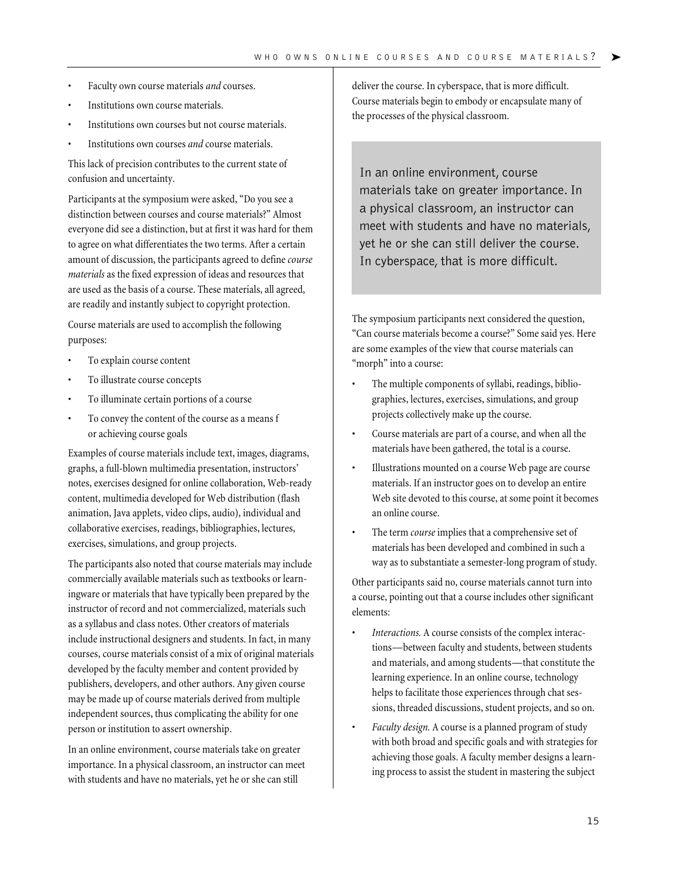- Faculty own course materials *and* courses.
- Institutions own course materials.
- Institutions own courses but not course materials.
- Institutions own courses *and* course materials.

This lack of precision contributes to the current state of confusion and uncertainty.

Participants at the symposium were asked, "Do you see a distinction between courses and course materials?" Almost everyone did see a distinction, but at first it was hard for them to agree on what differentiates the two terms. After a certain amount of discussion, the participants agreed to define *course materials* as the fixed expression of ideas and resources that are used as the basis of a course. These materials, all agreed, are readily and instantly subject to copyright protection.

Course materials are used to accomplish the following purposes:

- To explain course content
- To illustrate course concepts
- To illuminate certain portions of a course
- To convey the content of the course as a means f or achieving course goals

Examples of course materials include text, images, diagrams, graphs, a full-blown multimedia presentation, instructors' notes, exercises designed for online collaboration, Web-ready content, multimedia developed for Web distribution (flash animation, Java applets, video clips, audio), individual and collaborative exercises, readings, bibliographies, lectures, exercises, simulations, and group projects.

The participants also noted that course materials may include commercially available materials such as textbooks or learningware or materials that have typically been prepared by the instructor of record and not commercialized, materials such as a syllabus and class notes. Other creators of materials include instructional designers and students. In fact, in many courses, course materials consist of a mix of original materials developed by the faculty member and content provided by publishers, developers, and other authors. Any given course may be made up of course materials derived from multiple independent sources, thus complicating the ability for one person or institution to assert ownership.

In an online environment, course materials take on greater importance. In a physical classroom, an instructor can meet with students and have no materials, yet he or she can still deliver the course. In cyberspace, that is more difficult. Course materials begin to embody or encapsulate many of the processes of the physical classroom.

> In an online environment, course materials take on greater importance. In a physical classroom, an instructor can meet with students and have no materials, yet he or she can still deliver the course. In cyberspace, that is more difficult.

The symposium participants next considered the question, "Can course materials become a course?" Some said yes. Here are some examples of the view that course materials can "morph" into a course:

- The multiple components of syllabi, readings, bibliographies, lectures, exercises, simulations, and group projects collectively make up the course.
- Course materials are part of a course, and when all the materials have been gathered, the total is a course.
- Illustrations mounted on a course Web page are course materials. If an instructor goes on to develop an entire Web site devoted to this course, at some point it becomes an online course.
- The term *course* implies that a comprehensive set of materials has been developed and combined in such a way as to substantiate a semester-long program of study.

Other participants said no, course materials cannot turn into a course, pointing out that a course includes other significant elements:

- *Interactions.* A course consists of the complex interactions—between faculty and students, between students and materials, and among students—that constitute the learning experience. In an online course, technology helps to facilitate those experiences through chat sessions, threaded discussions, student projects, and so on.
- *Faculty design.* A course is a planned program of study with both broad and specific goals and with strategies for achieving those goals. A faculty member designs a learning process to assist the student in mastering the subject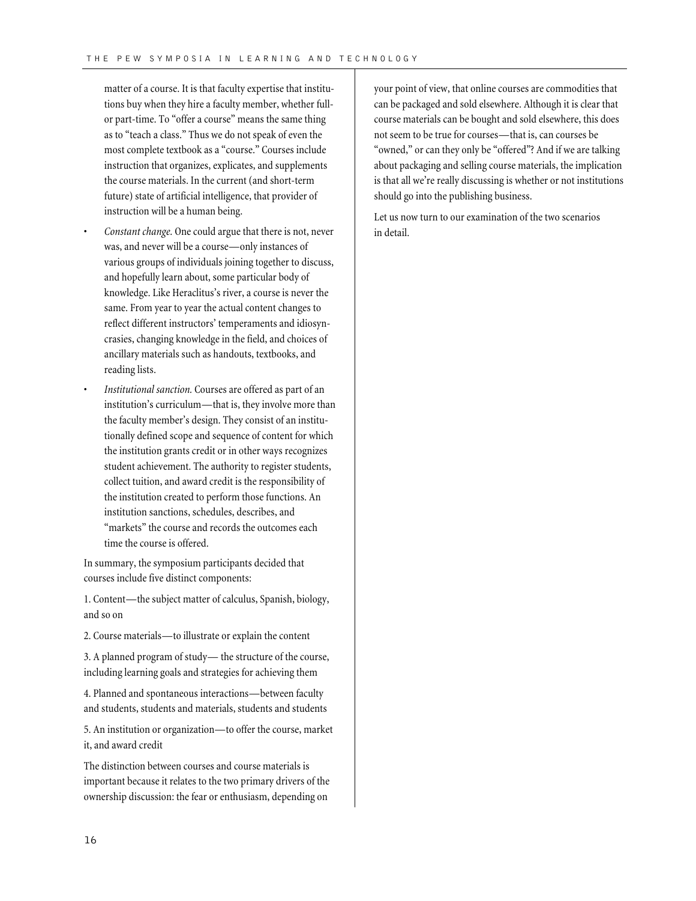matter of a course. It is that faculty expertise that institutions buy when they hire a faculty member, whether full- or part-time. To "offer a course" means the same thing as to "teach a class." Thus we do not speak of even the most complete textbook as a "course." Courses include instruction that organizes, explicates, and supplements the course materials. In the current (and short-term future) state of artificial intelligence, that provider of instruction will be a human being.

- *Constant change.* One could argue that there is not, never was, and never will be a course—only instances of various groups of individuals joining together to discuss, and hopefully learn about, some particular body of knowledge. Like Heraclitus's river, a course is never the same. From year to year the actual content changes to reflect different instructors' temperaments and idiosyncrasies, changing knowledge in the field, and choices of ancillary materials such as handouts, textbooks, and reading lists.
- *Institutional sanction.* Courses are offered as part of an institution's curriculum—that is, they involve more than the faculty member's design. They consist of an institutionally defined scope and sequence of content for which the institution grants credit or in other ways recognizes student achievement. The authority to register students, collect tuition, and award credit is the responsibility of the institution created to perform those functions. An institution sanctions, schedules, describes, and "markets" the course and records the outcomes each time the course is offered.

In summary, the symposium participants decided that courses include five distinct components:

1. Content—the subject matter of calculus, Spanish, biology, and so on
2. Course materials—to illustrate or explain the content
3. A planned program of study— the structure of the course, including learning goals and strategies for achieving them
4. Planned and spontaneous interactions—between faculty and students, students and materials, students and students
5. An institution or organization—to offer the course, market it, and award credit

The distinction between courses and course materials is important because it relates to the two primary drivers of the ownership discussion: the fear or enthusiasm, depending on your point of view, that online courses are commodities that can be packaged and sold elsewhere. Although it is clear that course materials can be bought and sold elsewhere, this does not seem to be true for courses—that is, can courses be "owned," or can they only be "offered"? And if we are talking about packaging and selling course materials, the implication is that all we're really discussing is whether or not institutions should go into the publishing business.

Let us now turn to our examination of the two scenarios in detail.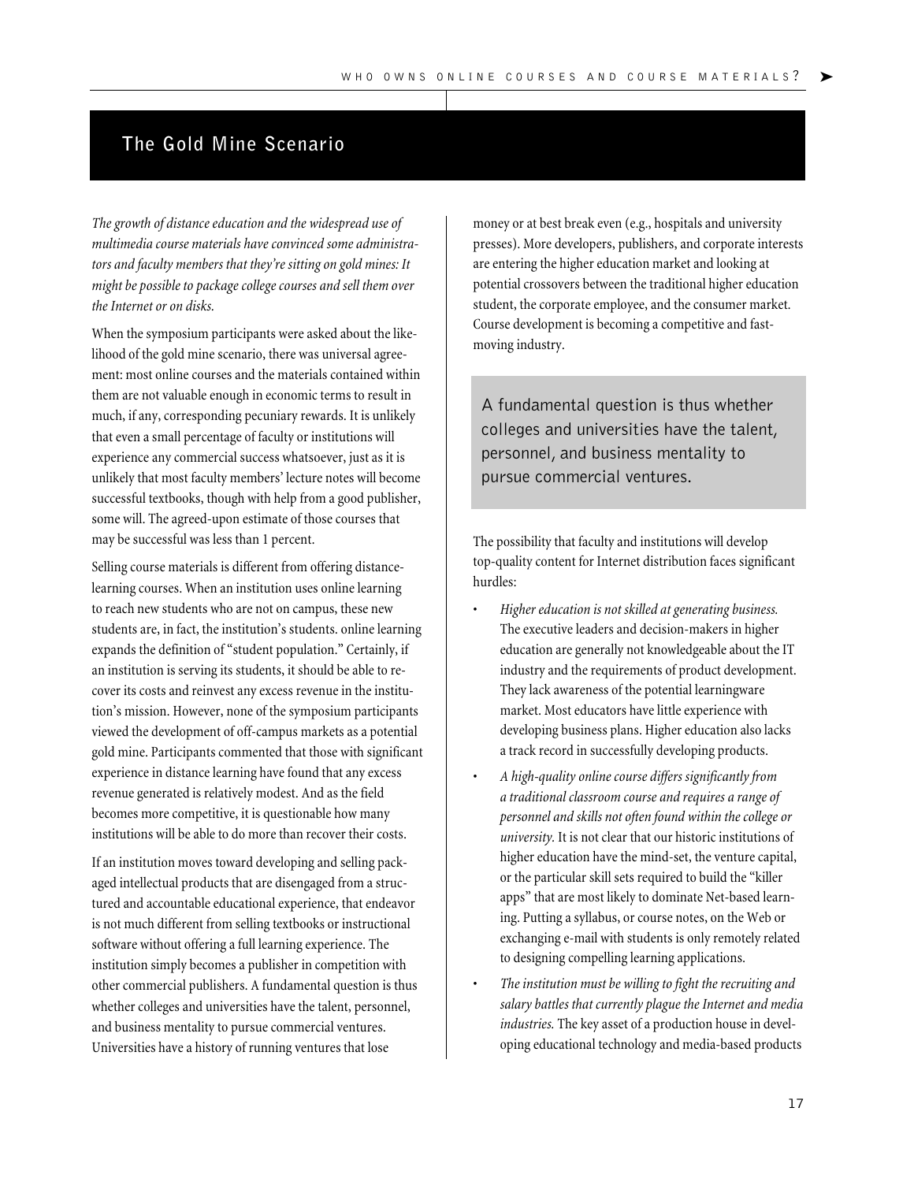## The Gold Mine Scenario

*The growth of distance education and the widespread use of multimedia course materials have convinced some administrators and faculty members that they're sitting on gold mines: It might be possible to package college courses and sell them over the Internet or on disks.*

When the symposium participants were asked about the likelihood of the gold mine scenario, there was universal agreement: most online courses and the materials contained within them are not valuable enough in economic terms to result in much, if any, corresponding pecuniary rewards. It is unlikely that even a small percentage of faculty or institutions will experience any commercial success whatsoever, just as it is unlikely that most faculty members' lecture notes will become successful textbooks, though with help from a good publisher, some will. The agreed-upon estimate of those courses that may be successful was less than 1 percent.

Selling course materials is different from offering distance-learning courses. When an institution uses online learning to reach new students who are not on campus, these new students are, in fact, the institution's students. online learning expands the definition of "student population." Certainly, if an institution is serving its students, it should be able to recover its costs and reinvest any excess revenue in the institution's mission. However, none of the symposium participants viewed the development of off-campus markets as a potential gold mine. Participants commented that those with significant experience in distance learning have found that any excess revenue generated is relatively modest. And as the field becomes more competitive, it is questionable how many institutions will be able to do more than recover their costs.

If an institution moves toward developing and selling packaged intellectual products that are disengaged from a structured and accountable educational experience, that endeavor is not much different from selling textbooks or instructional software without offering a full learning experience. The institution simply becomes a publisher in competition with other commercial publishers. A fundamental question is thus whether colleges and universities have the talent, personnel, and business mentality to pursue commercial ventures. Universities have a history of running ventures that lose money or at best break even (e.g., hospitals and university presses). More developers, publishers, and corporate interests are entering the higher education market and looking at potential crossovers between the traditional higher education student, the corporate employee, and the consumer market. Course development is becoming a competitive and fast-moving industry.

> A fundamental question is thus whether colleges and universities have the talent, personnel, and business mentality to pursue commercial ventures.

The possibility that faculty and institutions will develop top-quality content for Internet distribution faces significant hurdles:

- *Higher education is not skilled at generating business.* The executive leaders and decision-makers in higher education are generally not knowledgeable about the IT industry and the requirements of product development. They lack awareness of the potential learningware market. Most educators have little experience with developing business plans. Higher education also lacks a track record in successfully developing products.
- *A high-quality online course differs significantly from a traditional classroom course and requires a range of personnel and skills not often found within the college or university.* It is not clear that our historic institutions of higher education have the mind-set, the venture capital, or the particular skill sets required to build the "killer apps" that are most likely to dominate Net-based learning. Putting a syllabus, or course notes, on the Web or exchanging e-mail with students is only remotely related to designing compelling learning applications.
- *The institution must be willing to fight the recruiting and salary battles that currently plague the Internet and media industries.* The key asset of a production house in developing educational technology and media-based products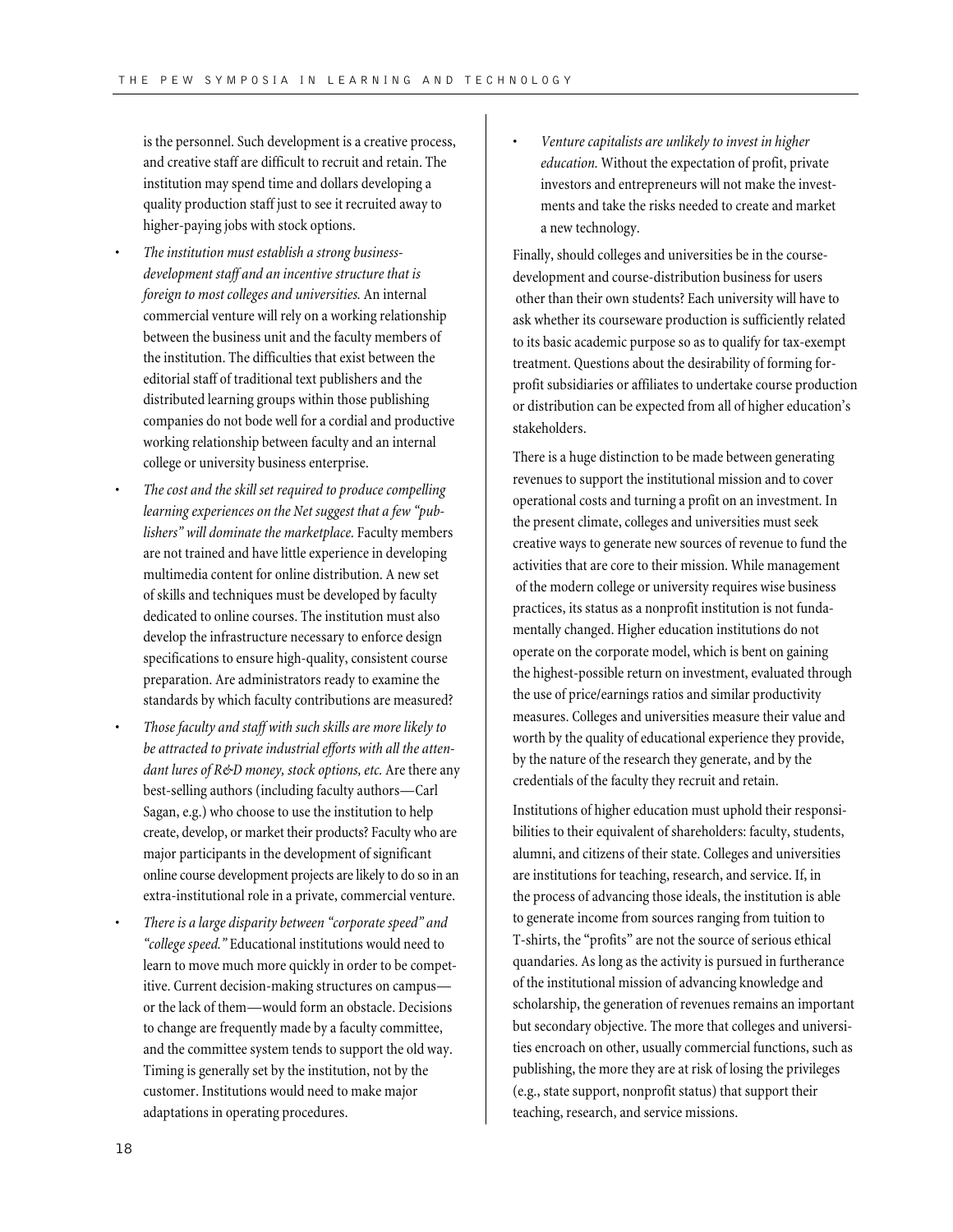is the personnel. Such development is a creative process, and creative staff are difficult to recruit and retain. The institution may spend time and dollars developing a quality production staff just to see it recruited away to higher-paying jobs with stock options.

- *The institution must establish a strong business-development staff and an incentive structure that is foreign to most colleges and universities.* An internal commercial venture will rely on a working relationship between the business unit and the faculty members of the institution. The difficulties that exist between the editorial staff of traditional text publishers and the distributed learning groups within those publishing companies do not bode well for a cordial and productive working relationship between faculty and an internal college or university business enterprise.
- *The cost and the skill set required to produce compelling learning experiences on the Net suggest that a few "publishers" will dominate the marketplace.* Faculty members are not trained and have little experience in developing multimedia content for online distribution. A new set of skills and techniques must be developed by faculty dedicated to online courses. The institution must also develop the infrastructure necessary to enforce design specifications to ensure high-quality, consistent course preparation. Are administrators ready to examine the standards by which faculty contributions are measured?
- *Those faculty and staff with such skills are more likely to be attracted to private industrial efforts with all the attendant lures of R&D money, stock options, etc.* Are there any best-selling authors (including faculty authors—Carl Sagan, e.g.) who choose to use the institution to help create, develop, or market their products? Faculty who are major participants in the development of significant online course development projects are likely to do so in an extra-institutional role in a private, commercial venture.
- *There is a large disparity between "corporate speed" and "college speed."* Educational institutions would need to learn to move much more quickly in order to be competitive. Current decision-making structures on campus—or the lack of them—would form an obstacle. Decisions to change are frequently made by a faculty committee, and the committee system tends to support the old way. Timing is generally set by the institution, not by the customer. Institutions would need to make major adaptations in operating procedures.
- *Venture capitalists are unlikely to invest in higher education.* Without the expectation of profit, private investors and entrepreneurs will not make the investments and take the risks needed to create and market a new technology.

Finally, should colleges and universities be in the course-development and course-distribution business for users other than their own students? Each university will have to ask whether its courseware production is sufficiently related to its basic academic purpose so as to qualify for tax-exempt treatment. Questions about the desirability of forming for-profit subsidiaries or affiliates to undertake course production or distribution can be expected from all of higher education's stakeholders.

There is a huge distinction to be made between generating revenues to support the institutional mission and to cover operational costs and turning a profit on an investment. In the present climate, colleges and universities must seek creative ways to generate new sources of revenue to fund the activities that are core to their mission. While management of the modern college or university requires wise business practices, its status as a nonprofit institution is not fundamentally changed. Higher education institutions do not operate on the corporate model, which is bent on gaining the highest-possible return on investment, evaluated through the use of price/earnings ratios and similar productivity measures. Colleges and universities measure their value and worth by the quality of educational experience they provide, by the nature of the research they generate, and by the credentials of the faculty they recruit and retain.

Institutions of higher education must uphold their responsibilities to their equivalent of shareholders: faculty, students, alumni, and citizens of their state. Colleges and universities are institutions for teaching, research, and service. If, in the process of advancing those ideals, the institution is able to generate income from sources ranging from tuition to T-shirts, the "profits" are not the source of serious ethical quandaries. As long as the activity is pursued in furtherance of the institutional mission of advancing knowledge and scholarship, the generation of revenues remains an important but secondary objective. The more that colleges and universities encroach on other, usually commercial functions, such as publishing, the more they are at risk of losing the privileges (e.g., state support, nonprofit status) that support their teaching, research, and service missions.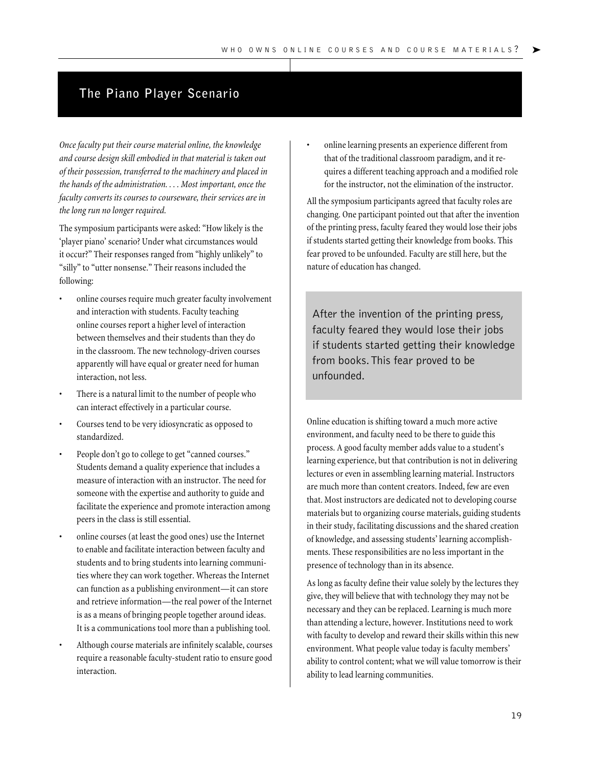## The Piano Player Scenario

*Once faculty put their course material online, the knowledge and course design skill embodied in that material is taken out of their possession, transferred to the machinery and placed in the hands of the administration. . . . Most important, once the faculty converts its courses to courseware, their services are in the long run no longer required.*

The symposium participants were asked: "How likely is the 'player piano' scenario? Under what circumstances would it occur?" Their responses ranged from "highly unlikely" to "silly" to "utter nonsense." Their reasons included the following:

- online courses require much greater faculty involvement and interaction with students. Faculty teaching online courses report a higher level of interaction between themselves and their students than they do in the classroom. The new technology-driven courses apparently will have equal or greater need for human interaction, not less.
- There is a natural limit to the number of people who can interact effectively in a particular course.
- Courses tend to be very idiosyncratic as opposed to standardized.
- People don't go to college to get "canned courses." Students demand a quality experience that includes a measure of interaction with an instructor. The need for someone with the expertise and authority to guide and facilitate the experience and promote interaction among peers in the class is still essential.
- online courses (at least the good ones) use the Internet to enable and facilitate interaction between faculty and students and to bring students into learning communities where they can work together. Whereas the Internet can function as a publishing environment—it can store and retrieve information—the real power of the Internet is as a means of bringing people together around ideas. It is a communications tool more than a publishing tool.
- Although course materials are infinitely scalable, courses require a reasonable faculty-student ratio to ensure good interaction.
- online learning presents an experience different from that of the traditional classroom paradigm, and it requires a different teaching approach and a modified role for the instructor, not the elimination of the instructor.

All the symposium participants agreed that faculty roles are changing. One participant pointed out that after the invention of the printing press, faculty feared they would lose their jobs if students started getting their knowledge from books. This fear proved to be unfounded. Faculty are still here, but the nature of education has changed.

> After the invention of the printing press, faculty feared they would lose their jobs if students started getting their knowledge from books. This fear proved to be unfounded.

Online education is shifting toward a much more active environment, and faculty need to be there to guide this process. A good faculty member adds value to a student's learning experience, but that contribution is not in delivering lectures or even in assembling learning material. Instructors are much more than content creators. Indeed, few are even that. Most instructors are dedicated not to developing course materials but to organizing course materials, guiding students in their study, facilitating discussions and the shared creation of knowledge, and assessing students' learning accomplishments. These responsibilities are no less important in the presence of technology than in its absence.

As long as faculty define their value solely by the lectures they give, they will believe that with technology they may not be necessary and they can be replaced. Learning is much more than attending a lecture, however. Institutions need to work with faculty to develop and reward their skills within this new environment. What people value today is faculty members' ability to control content; what we will value tomorrow is their ability to lead learning communities.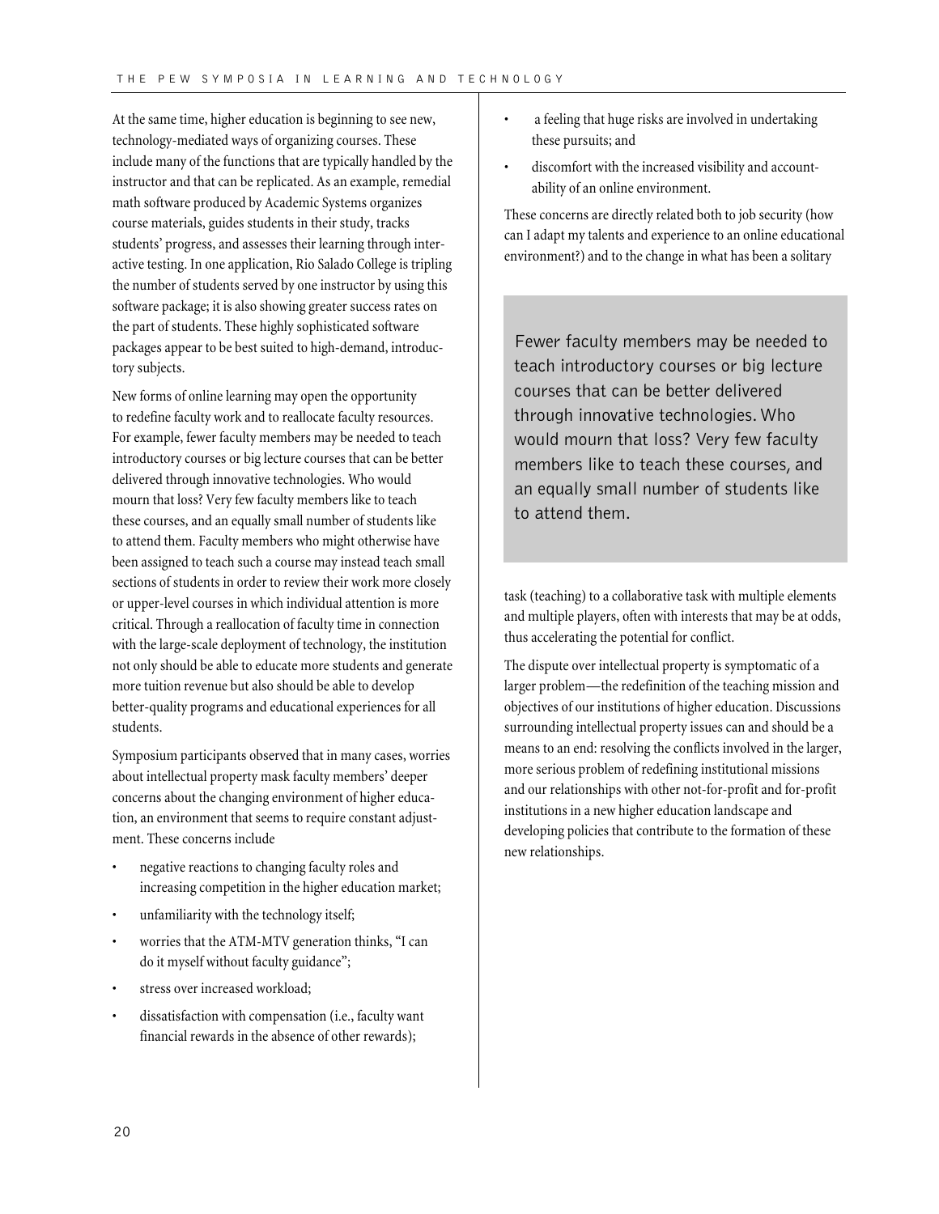At the same time, higher education is beginning to see new, technology-mediated ways of organizing courses. These include many of the functions that are typically handled by the instructor and that can be replicated. As an example, remedial math software produced by Academic Systems organizes course materials, guides students in their study, tracks students' progress, and assesses their learning through interactive testing. In one application, Rio Salado College is tripling the number of students served by one instructor by using this software package; it is also showing greater success rates on the part of students. These highly sophisticated software packages appear to be best suited to high-demand, introductory subjects.

New forms of online learning may open the opportunity to redefine faculty work and to reallocate faculty resources. For example, fewer faculty members may be needed to teach introductory courses or big lecture courses that can be better delivered through innovative technologies. Who would mourn that loss? Very few faculty members like to teach these courses, and an equally small number of students like to attend them. Faculty members who might otherwise have been assigned to teach such a course may instead teach small sections of students in order to review their work more closely or upper-level courses in which individual attention is more critical. Through a reallocation of faculty time in connection with the large-scale deployment of technology, the institution not only should be able to educate more students and generate more tuition revenue but also should be able to develop better-quality programs and educational experiences for all students.

Symposium participants observed that in many cases, worries about intellectual property mask faculty members' deeper concerns about the changing environment of higher education, an environment that seems to require constant adjustment. These concerns include

- negative reactions to changing faculty roles and increasing competition in the higher education market;
- unfamiliarity with the technology itself;
- worries that the ATM-MTV generation thinks, "I can do it myself without faculty guidance";
- stress over increased workload;
- dissatisfaction with compensation (i.e., faculty want financial rewards in the absence of other rewards);
- a feeling that huge risks are involved in undertaking these pursuits; and
- discomfort with the increased visibility and accountability of an online environment.

These concerns are directly related both to job security (how can I adapt my talents and experience to an online educational environment?) and to the change in what has been a solitary task (teaching) to a collaborative task with multiple elements and multiple players, often with interests that may be at odds, thus accelerating the potential for conflict.

> Fewer faculty members may be needed to teach introductory courses or big lecture courses that can be better delivered through innovative technologies. Who would mourn that loss? Very few faculty members like to teach these courses, and an equally small number of students like to attend them.

The dispute over intellectual property is symptomatic of a larger problem—the redefinition of the teaching mission and objectives of our institutions of higher education. Discussions surrounding intellectual property issues can and should be a means to an end: resolving the conflicts involved in the larger, more serious problem of redefining institutional missions and our relationships with other not-for-profit and for-profit institutions in a new higher education landscape and developing policies that contribute to the formation of these new relationships.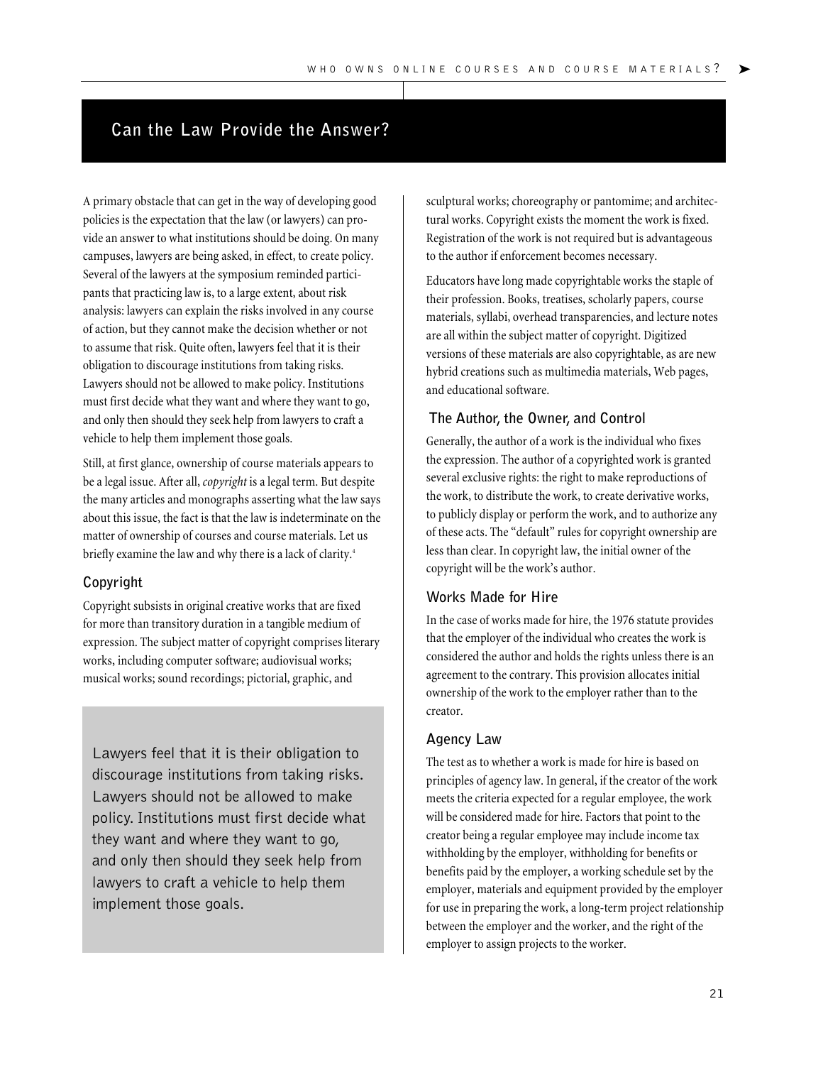## Can the Law Provide the Answer?

A primary obstacle that can get in the way of developing good policies is the expectation that the law (or lawyers) can provide an answer to what institutions should be doing. On many campuses, lawyers are being asked, in effect, to create policy. Several of the lawyers at the symposium reminded participants that practicing law is, to a large extent, about risk analysis: lawyers can explain the risks involved in any course of action, but they cannot make the decision whether or not to assume that risk. Quite often, lawyers feel that it is their obligation to discourage institutions from taking risks. Lawyers should not be allowed to make policy. Institutions must first decide what they want and where they want to go, and only then should they seek help from lawyers to craft a vehicle to help them implement those goals.

Still, at first glance, ownership of course materials appears to be a legal issue. After all, *copyright* is a legal term. But despite the many articles and monographs asserting what the law says about this issue, the fact is that the law is indeterminate on the matter of ownership of courses and course materials. Let us briefly examine the law and why there is a lack of clarity.[4]

### Copyright

Copyright subsists in original creative works that are fixed for more than transitory duration in a tangible medium of expression. The subject matter of copyright comprises literary works, including computer software; audiovisual works; musical works; sound recordings; pictorial, graphic, and sculptural works; choreography or pantomime; and architectural works. Copyright exists the moment the work is fixed. Registration of the work is not required but is advantageous to the author if enforcement becomes necessary.

> Lawyers feel that it is their obligation to discourage institutions from taking risks. Lawyers should not be allowed to make policy. Institutions must first decide what they want and where they want to go, and only then should they seek help from lawyers to craft a vehicle to help them implement those goals.

Educators have long made copyrightable works the staple of their profession. Books, treatises, scholarly papers, course materials, syllabi, overhead transparencies, and lecture notes are all within the subject matter of copyright. Digitized versions of these materials are also copyrightable, as are new hybrid creations such as multimedia materials, Web pages, and educational software.

### The Author, the Owner, and Control

Generally, the author of a work is the individual who fixes the expression. The author of a copyrighted work is granted several exclusive rights: the right to make reproductions of the work, to distribute the work, to create derivative works, to publicly display or perform the work, and to authorize any of these acts. The "default" rules for copyright ownership are less than clear. In copyright law, the initial owner of the copyright will be the work's author.

### Works Made for Hire

In the case of works made for hire, the 1976 statute provides that the employer of the individual who creates the work is considered the author and holds the rights unless there is an agreement to the contrary. This provision allocates initial ownership of the work to the employer rather than to the creator.

### Agency Law

The test as to whether a work is made for hire is based on principles of agency law. In general, if the creator of the work meets the criteria expected for a regular employee, the work will be considered made for hire. Factors that point to the creator being a regular employee may include income tax withholding by the employer, withholding for benefits or benefits paid by the employer, a working schedule set by the employer, materials and equipment provided by the employer for use in preparing the work, a long-term project relationship between the employer and the worker, and the right of the employer to assign projects to the worker.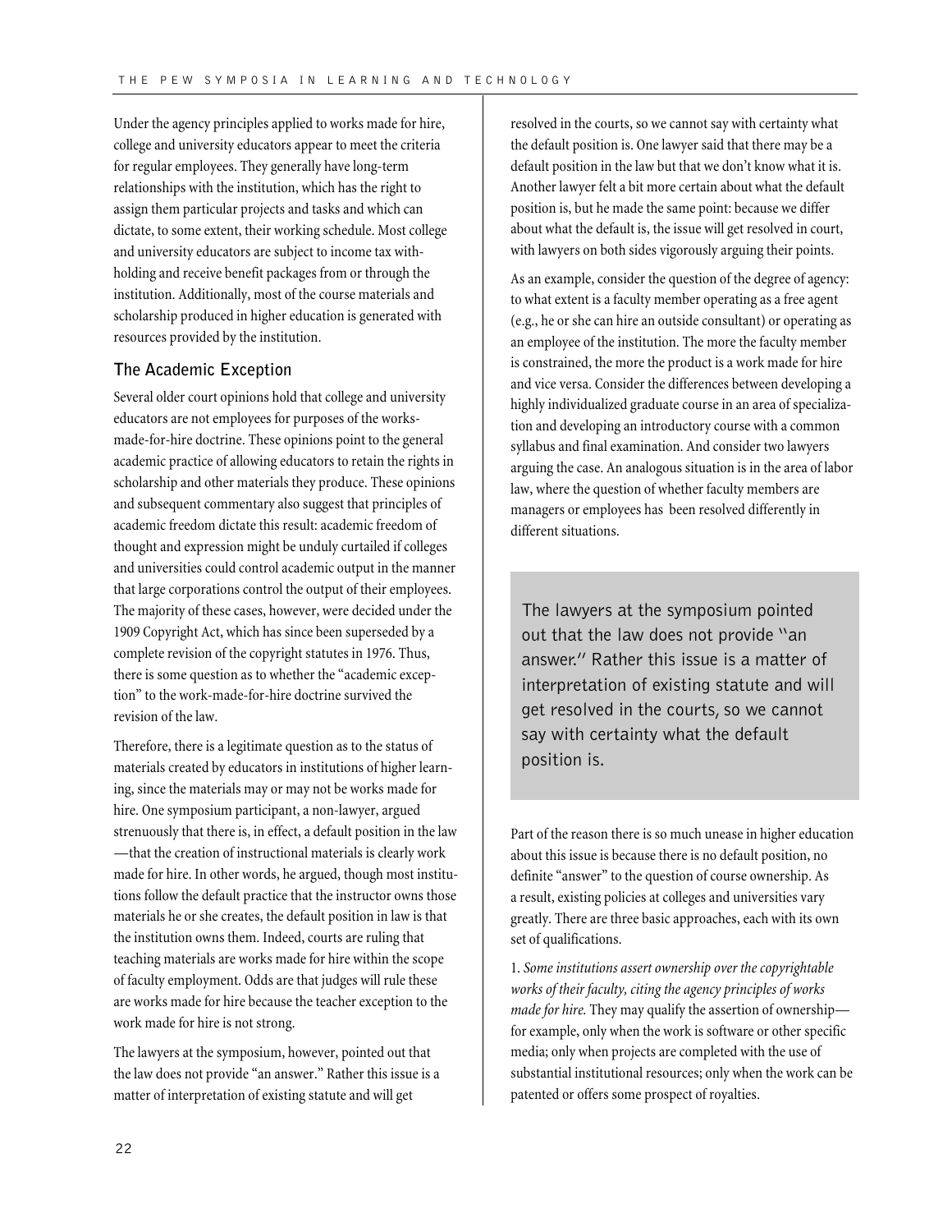Under the agency principles applied to works made for hire, college and university educators appear to meet the criteria for regular employees. They generally have long-term relationships with the institution, which has the right to assign them particular projects and tasks and which can dictate, to some extent, their working schedule. Most college and university educators are subject to income tax withholding and receive benefit packages from or through the institution. Additionally, most of the course materials and scholarship produced in higher education is generated with resources provided by the institution.

### The Academic Exception

Several older court opinions hold that college and university educators are not employees for purposes of the works-made-for-hire doctrine. These opinions point to the general academic practice of allowing educators to retain the rights in scholarship and other materials they produce. These opinions and subsequent commentary also suggest that principles of academic freedom dictate this result: academic freedom of thought and expression might be unduly curtailed if colleges and universities could control academic output in the manner that large corporations control the output of their employees. The majority of these cases, however, were decided under the 1909 Copyright Act, which has since been superseded by a complete revision of the copyright statutes in 1976. Thus, there is some question as to whether the "academic exception" to the work-made-for-hire doctrine survived the revision of the law.

Therefore, there is a legitimate question as to the status of materials created by educators in institutions of higher learning, since the materials may or may not be works made for hire. One symposium participant, a non-lawyer, argued strenuously that there is, in effect, a default position in the law —that the creation of instructional materials is clearly work made for hire. In other words, he argued, though most institutions follow the default practice that the instructor owns those materials he or she creates, the default position in law is that the institution owns them. Indeed, courts are ruling that teaching materials are works made for hire within the scope of faculty employment. Odds are that judges will rule these are works made for hire because the teacher exception to the work made for hire is not strong.

The lawyers at the symposium, however, pointed out that the law does not provide "an answer." Rather this issue is a matter of interpretation of existing statute and will get resolved in the courts, so we cannot say with certainty what the default position is. One lawyer said that there may be a default position in the law but that we don't know what it is. Another lawyer felt a bit more certain about what the default position is, but he made the same point: because we differ about what the default is, the issue will get resolved in court, with lawyers on both sides vigorously arguing their points.

As an example, consider the question of the degree of agency: to what extent is a faculty member operating as a free agent (e.g., he or she can hire an outside consultant) or operating as an employee of the institution. The more the faculty member is constrained, the more the product is a work made for hire and vice versa. Consider the differences between developing a highly individualized graduate course in an area of specialization and developing an introductory course with a common syllabus and final examination. And consider two lawyers arguing the case. An analogous situation is in the area of labor law, where the question of whether faculty members are managers or employees has been resolved differently in different situations.

> The lawyers at the symposium pointed out that the law does not provide "an answer." Rather this issue is a matter of interpretation of existing statute and will get resolved in the courts, so we cannot say with certainty what the default position is.

Part of the reason there is so much unease in higher education about this issue is because there is no default position, no definite "answer" to the question of course ownership. As a result, existing policies at colleges and universities vary greatly. There are three basic approaches, each with its own set of qualifications.

1. *Some institutions assert ownership over the copyrightable works of their faculty, citing the agency principles of works made for hire.* They may qualify the assertion of ownership—for example, only when the work is software or other specific media; only when projects are completed with the use of substantial institutional resources; only when the work can be patented or offers some prospect of royalties.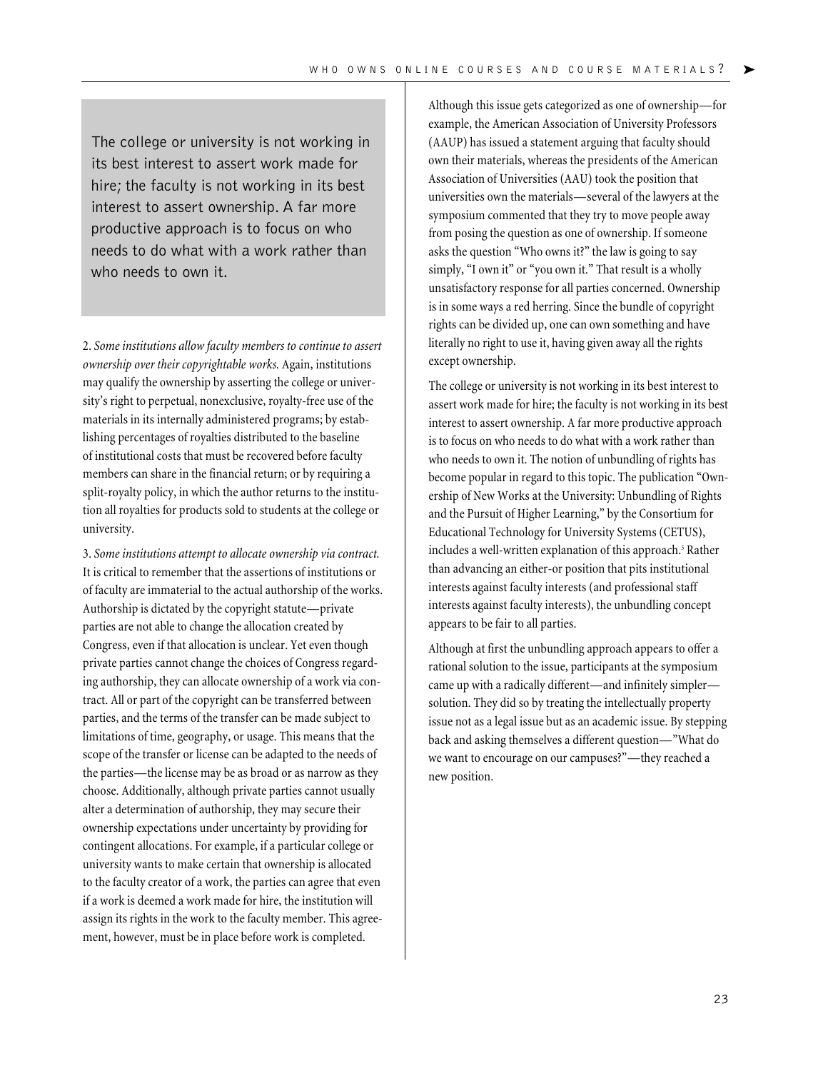The college or university is not working in its best interest to assert work made for hire; the faculty is not working in its best interest to assert ownership. A far more productive approach is to focus on who needs to do what with a work rather than who needs to own it.

2. *Some institutions allow faculty members to continue to assert ownership over their copyrightable works.* Again, institutions may qualify the ownership by asserting the college or university's right to perpetual, nonexclusive, royalty-free use of the materials in its internally administered programs; by establishing percentages of royalties distributed to the baseline of institutional costs that must be recovered before faculty members can share in the financial return; or by requiring a split-royalty policy, in which the author returns to the institution all royalties for products sold to students at the college or university.

3. *Some institutions attempt to allocate ownership via contract.* It is critical to remember that the assertions of institutions or of faculty are immaterial to the actual authorship of the works. Authorship is dictated by the copyright statute—private parties are not able to change the allocation created by Congress, even if that allocation is unclear. Yet even though private parties cannot change the choices of Congress regarding authorship, they can allocate ownership of a work via contract. All or part of the copyright can be transferred between parties, and the terms of the transfer can be made subject to limitations of time, geography, or usage. This means that the scope of the transfer or license can be adapted to the needs of the parties—the license may be as broad or as narrow as they choose. Additionally, although private parties cannot usually alter a determination of authorship, they may secure their ownership expectations under uncertainty by providing for contingent allocations. For example, if a particular college or university wants to make certain that ownership is allocated to the faculty creator of a work, the parties can agree that even if a work is deemed a work made for hire, the institution will assign its rights in the work to the faculty member. This agreement, however, must be in place before work is completed.

Although this issue gets categorized as one of ownership—for example, the American Association of University Professors (AAUP) has issued a statement arguing that faculty should own their materials, whereas the presidents of the American Association of Universities (AAU) took the position that universities own the materials—several of the lawyers at the symposium commented that they try to move people away from posing the question as one of ownership. If someone asks the question "Who owns it?" the law is going to say simply, "I own it" or "you own it." That result is a wholly unsatisfactory response for all parties concerned. Ownership is in some ways a red herring. Since the bundle of copyright rights can be divided up, one can own something and have literally no right to use it, having given away all the rights except ownership.

The college or university is not working in its best interest to assert work made for hire; the faculty is not working in its best interest to assert ownership. A far more productive approach is to focus on who needs to do what with a work rather than who needs to own it. The notion of unbundling of rights has become popular in regard to this topic. The publication "Ownership of New Works at the University: Unbundling of Rights and the Pursuit of Higher Learning," by the Consortium for Educational Technology for University Systems (CETUS), includes a well-written explanation of this approach.[5] Rather than advancing an either-or position that pits institutional interests against faculty interests (and professional staff interests against faculty interests), the unbundling concept appears to be fair to all parties.

Although at first the unbundling approach appears to offer a rational solution to the issue, participants at the symposium came up with a radically different—and infinitely simpler—solution. They did so by treating the intellectually property issue not as a legal issue but as an academic issue. By stepping back and asking themselves a different question—"What do we want to encourage on our campuses?"—they reached a new position.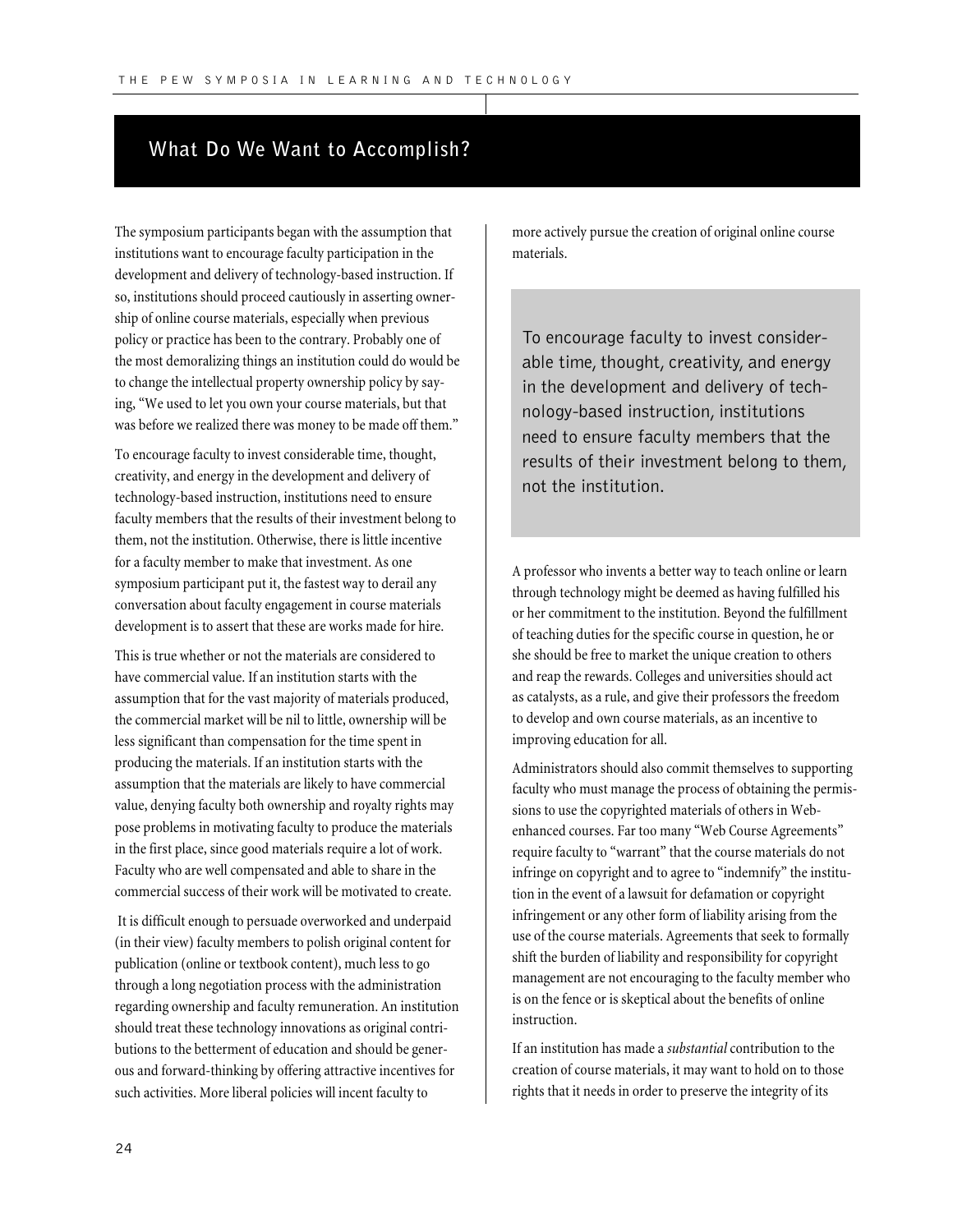## What Do We Want to Accomplish?

The symposium participants began with the assumption that institutions want to encourage faculty participation in the development and delivery of technology-based instruction. If so, institutions should proceed cautiously in asserting ownership of online course materials, especially when previous policy or practice has been to the contrary. Probably one of the most demoralizing things an institution could do would be to change the intellectual property ownership policy by saying, "We used to let you own your course materials, but that was before we realized there was money to be made off them."

To encourage faculty to invest considerable time, thought, creativity, and energy in the development and delivery of technology-based instruction, institutions need to ensure faculty members that the results of their investment belong to them, not the institution. Otherwise, there is little incentive for a faculty member to make that investment. As one symposium participant put it, the fastest way to derail any conversation about faculty engagement in course materials development is to assert that these are works made for hire.

This is true whether or not the materials are considered to have commercial value. If an institution starts with the assumption that for the vast majority of materials produced, the commercial market will be nil to little, ownership will be less significant than compensation for the time spent in producing the materials. If an institution starts with the assumption that the materials are likely to have commercial value, denying faculty both ownership and royalty rights may pose problems in motivating faculty to produce the materials in the first place, since good materials require a lot of work. Faculty who are well compensated and able to share in the commercial success of their work will be motivated to create.

It is difficult enough to persuade overworked and underpaid (in their view) faculty members to polish original content for publication (online or textbook content), much less to go through a long negotiation process with the administration regarding ownership and faculty remuneration. An institution should treat these technology innovations as original contributions to the betterment of education and should be generous and forward-thinking by offering attractive incentives for such activities. More liberal policies will incent faculty to more actively pursue the creation of original online course materials.

> To encourage faculty to invest considerable time, thought, creativity, and energy in the development and delivery of technology-based instruction, institutions need to ensure faculty members that the results of their investment belong to them, not the institution.

A professor who invents a better way to teach online or learn through technology might be deemed as having fulfilled his or her commitment to the institution. Beyond the fulfillment of teaching duties for the specific course in question, he or she should be free to market the unique creation to others and reap the rewards. Colleges and universities should act as catalysts, as a rule, and give their professors the freedom to develop and own course materials, as an incentive to improving education for all.

Administrators should also commit themselves to supporting faculty who must manage the process of obtaining the permissions to use the copyrighted materials of others in Web-enhanced courses. Far too many "Web Course Agreements" require faculty to "warrant" that the course materials do not infringe on copyright and to agree to "indemnify" the institution in the event of a lawsuit for defamation or copyright infringement or any other form of liability arising from the use of the course materials. Agreements that seek to formally shift the burden of liability and responsibility for copyright management are not encouraging to the faculty member who is on the fence or is skeptical about the benefits of online instruction.

If an institution has made a *substantial* contribution to the creation of course materials, it may want to hold on to those rights that it needs in order to preserve the integrity of its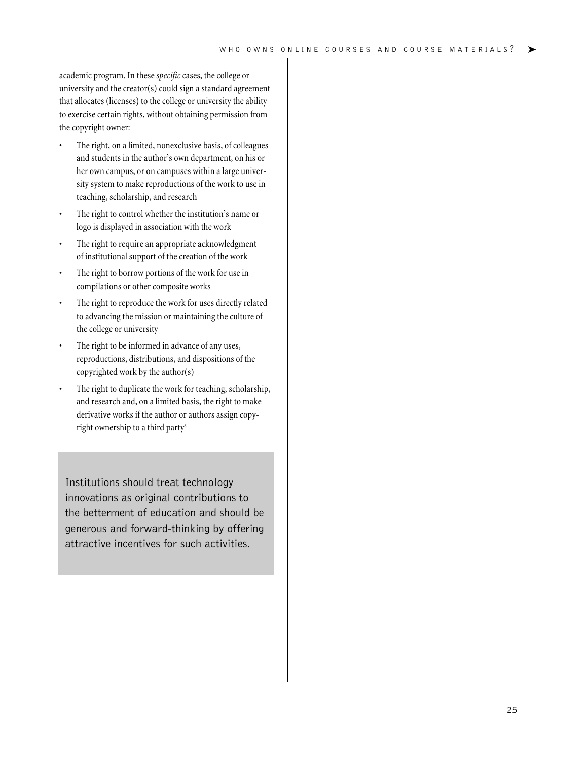academic program. In these *specific* cases, the college or university and the creator(s) could sign a standard agreement that allocates (licenses) to the college or university the ability to exercise certain rights, without obtaining permission from the copyright owner:

- The right, on a limited, nonexclusive basis, of colleagues and students in the author's own department, on his or her own campus, or on campuses within a large university system to make reproductions of the work to use in teaching, scholarship, and research
- The right to control whether the institution's name or logo is displayed in association with the work
- The right to require an appropriate acknowledgment of institutional support of the creation of the work
- The right to borrow portions of the work for use in compilations or other composite works
- The right to reproduce the work for uses directly related to advancing the mission or maintaining the culture of the college or university
- The right to be informed in advance of any uses, reproductions, distributions, and dispositions of the copyrighted work by the author(s)
- The right to duplicate the work for teaching, scholarship, and research and, on a limited basis, the right to make derivative works if the author or authors assign copyright ownership to a third party[6]

> Institutions should treat technology innovations as original contributions to the betterment of education and should be generous and forward-thinking by offering attractive incentives for such activities.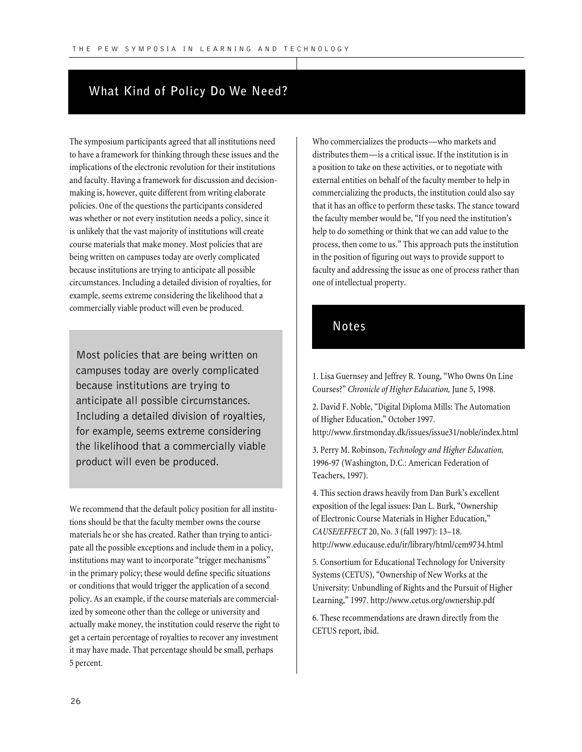## What Kind of Policy Do We Need?

The symposium participants agreed that all institutions need to have a framework for thinking through these issues and the implications of the electronic revolution for their institutions and faculty. Having a framework for discussion and decision-making is, however, quite different from writing elaborate policies. One of the questions the participants considered was whether or not every institution needs a policy, since it is unlikely that the vast majority of institutions will create course materials that make money. Most policies that are being written on campuses today are overly complicated because institutions are trying to anticipate all possible circumstances. Including a detailed division of royalties, for example, seems extreme considering the likelihood that a commercially viable product will even be produced.

> Most policies that are being written on campuses today are overly complicated because institutions are trying to anticipate all possible circumstances. Including a detailed division of royalties, for example, seems extreme considering the likelihood that a commercially viable product will even be produced.

We recommend that the default policy position for all institutions should be that the faculty member owns the course materials he or she has created. Rather than trying to anticipate all the possible exceptions and include them in a policy, institutions may want to incorporate "trigger mechanisms" in the primary policy; these would define specific situations or conditions that would trigger the application of a second policy. As an example, if the course materials are commercialized by someone other than the college or university and actually make money, the institution could reserve the right to get a certain percentage of royalties to recover any investment it may have made. That percentage should be small, perhaps 5 percent.

Who commercializes the products—who markets and distributes them—is a critical issue. If the institution is in a position to take on these activities, or to negotiate with external entities on behalf of the faculty member to help in commercializing the products, the institution could also say that it has an office to perform these tasks. The stance toward the faculty member would be, "If you need the institution's help to do something or think that we can add value to the process, then come to us." This approach puts the institution in the position of figuring out ways to provide support to faculty and addressing the issue as one of process rather than one of intellectual property.

## Notes

1. Lisa Guernsey and Jeffrey R. Young, "Who Owns On Line Courses?" *Chronicle of Higher Education,* June 5, 1998.

2. David F. Noble, "Digital Diploma Mills: The Automation of Higher Education," October 1997. http://www.firstmonday.dk/issues/issue31/noble/index.html

3. Perry M. Robinson, *Technology and Higher Education,* 1996-97 (Washington, D.C.: American Federation of Teachers, 1997).

4. This section draws heavily from Dan Burk's excellent exposition of the legal issues: Dan L. Burk, "Ownership of Electronic Course Materials in Higher Education," *CAUSE/EFFECT* 20, No. 3 (fall 1997): 13–18. http://www.educause.edu/ir/library/html/cem9734.html

5. Consortium for Educational Technology for University Systems (CETUS), "Ownership of New Works at the University: Unbundling of Rights and the Pursuit of Higher Learning," 1997. http://www.cetus.org/ownership.pdf

6. These recommendations are drawn directly from the CETUS report, ibid.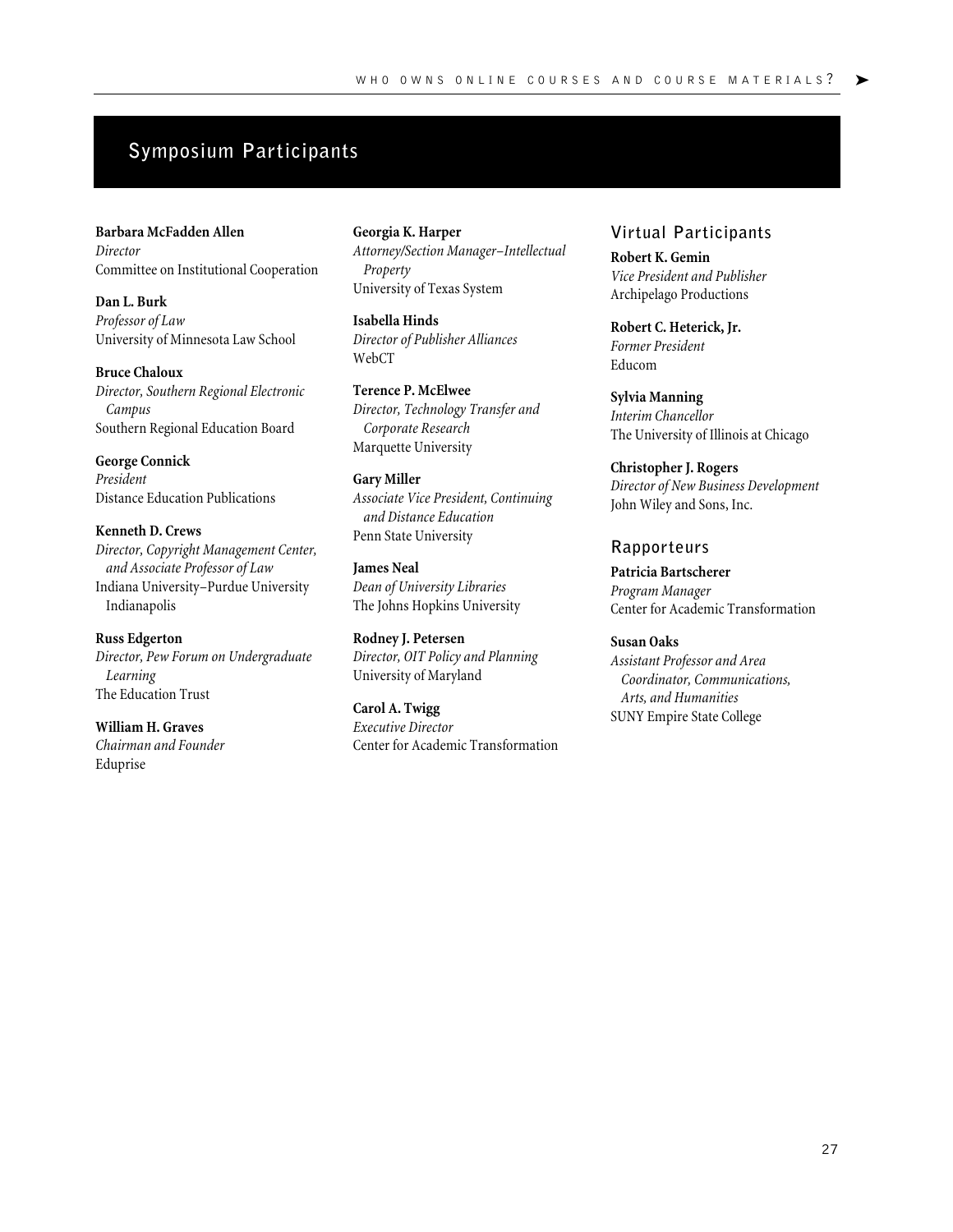## Symposium Participants

**Barbara McFadden Allen**
*Director*
Committee on Institutional Cooperation

**Dan L. Burk**
*Professor of Law*
University of Minnesota Law School

**Bruce Chaloux**
*Director, Southern Regional Electronic Campus*
Southern Regional Education Board

**George Connick**
*President*
Distance Education Publications

**Kenneth D. Crews**
*Director, Copyright Management Center, and Associate Professor of Law*
Indiana University–Purdue University Indianapolis

**Russ Edgerton**
*Director, Pew Forum on Undergraduate Learning*
The Education Trust

**William H. Graves**
*Chairman and Founder*
Eduprise

**Georgia K. Harper**
*Attorney/Section Manager–Intellectual Property*
University of Texas System

**Isabella Hinds**
*Director of Publisher Alliances*
WebCT

**Terence P. McElwee**
*Director, Technology Transfer and Corporate Research*
Marquette University

**Gary Miller**
*Associate Vice President, Continuing and Distance Education*
Penn State University

**James Neal**
*Dean of University Libraries*
The Johns Hopkins University

**Rodney J. Petersen**
*Director, OIT Policy and Planning*
University of Maryland

**Carol A. Twigg**
*Executive Director*
Center for Academic Transformation

### Virtual Participants

**Robert K. Gemin**
*Vice President and Publisher*
Archipelago Productions

**Robert C. Heterick, Jr.**
*Former President*
Educom

**Sylvia Manning**
*Interim Chancellor*
The University of Illinois at Chicago

**Christopher J. Rogers**
*Director of New Business Development*
John Wiley and Sons, Inc.

### Rapporteurs

**Patricia Bartscherer**
*Program Manager*
Center for Academic Transformation

**Susan Oaks**
*Assistant Professor and Area Coordinator, Communications, Arts, and Humanities*
SUNY Empire State College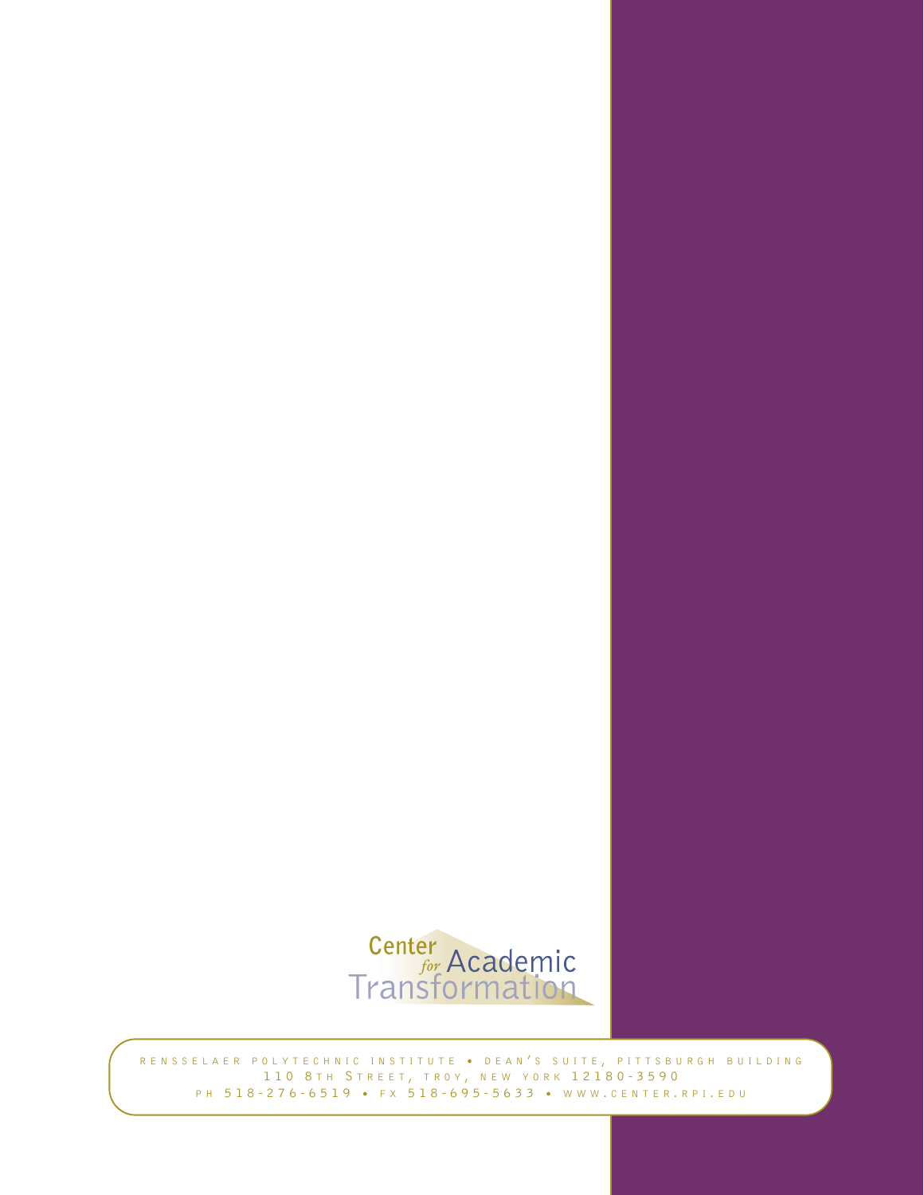Center *for* Academic Transformation

RENSSELAER POLYTECHNIC INSTITUTE • DEAN'S SUITE, PITTSBURGH BUILDING
110 8TH STREET, TROY, NEW YORK 12180-3590
PH 518-276-6519 • FX 518-695-5633 • WWW.CENTER.RPI.EDU